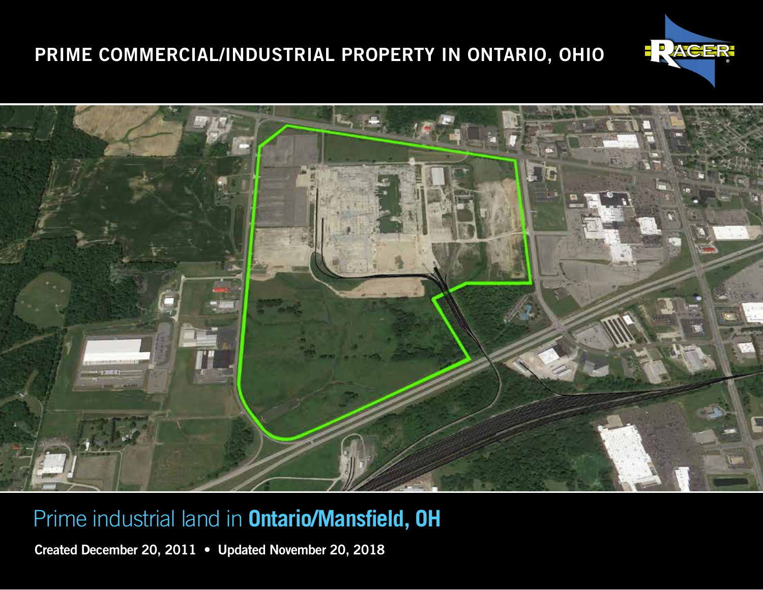# PRIME COMMERCIAL/INDUSTRIAL PROPERTY IN ONTARIO, OHIO

RACER

## Prime industrial land in **Ontario/Mansfield, OH**

**Created December 20, 2011 • Updated November 20, 2018**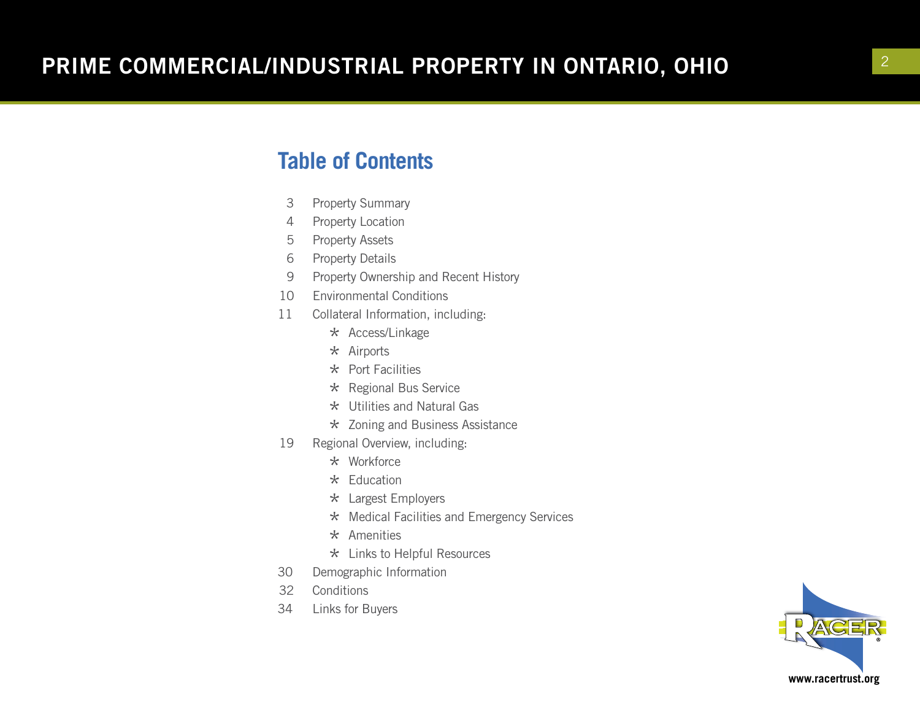## Table of Contents

- 3 Property Summary
- 4 Property Location
- 5 Property Assets
- 6 Property Details
- 9 Property Ownership and Recent History
- 10 Environmental Conditions
- 11 Collateral Information, including:
  - Access/Linkage
  - Airports
  - Port Facilities
  - Regional Bus Service
  - Utilities and Natural Gas
  - Zoning and Business Assistance
- 19 Regional Overview, including:
  - Workforce
  - Education
  - Largest Employers
  - Medical Facilities and Emergency Services
  - Amenities
  - Links to Helpful Resources
- 30 Demographic Information
- 32 Conditions
- 34 Links for Buyers

www.racertrust.org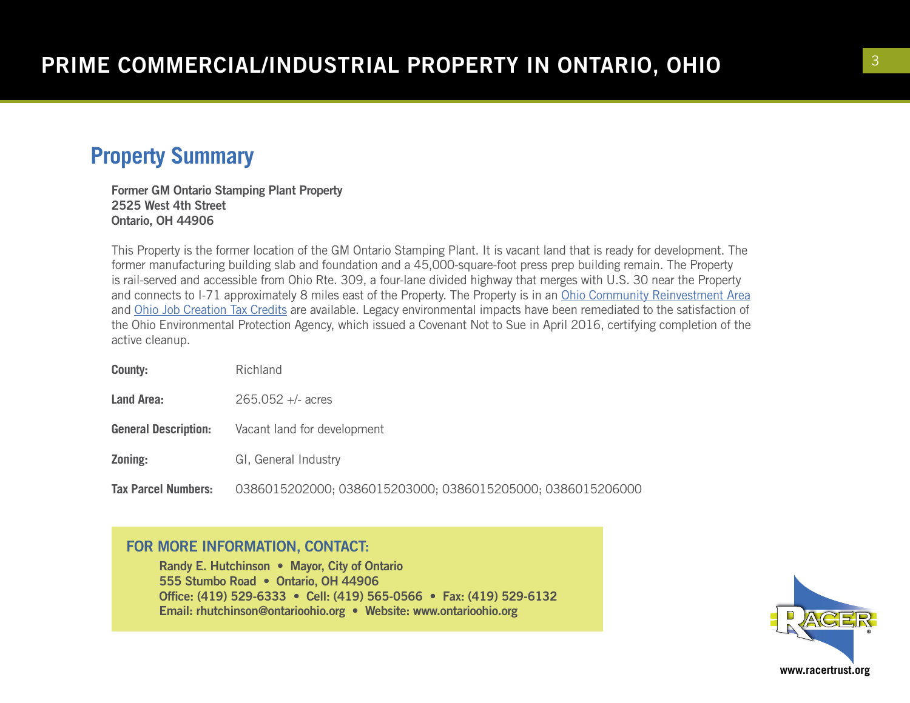# PRIME COMMERCIAL/INDUSTRIAL PROPERTY IN ONTARIO, OHIO

## Property Summary

**Former GM Ontario Stamping Plant Property**
**2525 West 4th Street**
**Ontario, OH 44906**

This Property is the former location of the GM Ontario Stamping Plant. It is vacant land that is ready for development. The former manufacturing building slab and foundation and a 45,000-square-foot press prep building remain. The Property is rail-served and accessible from Ohio Rte. 309, a four-lane divided highway that merges with U.S. 30 near the Property and connects to I-71 approximately 8 miles east of the Property. The Property is in an Ohio Community Reinvestment Area and Ohio Job Creation Tax Credits are available. Legacy environmental impacts have been remediated to the satisfaction of the Ohio Environmental Protection Agency, which issued a Covenant Not to Sue in April 2016, certifying completion of the active cleanup.

| | |
|---|---|
| **County:** | Richland |
| **Land Area:** | 265.052 +/- acres |
| **General Description:** | Vacant land for development |
| **Zoning:** | GI, General Industry |
| **Tax Parcel Numbers:** | 0386015202000; 0386015203000; 0386015205000; 0386015206000 |

### FOR MORE INFORMATION, CONTACT:

**Randy E. Hutchinson • Mayor, City of Ontario**
**555 Stumbo Road • Ontario, OH 44906**
**Office: (419) 529-6333 • Cell: (419) 565-0566 • Fax: (419) 529-6132**
**Email: rhutchinson@ontarioohio.org • Website: www.ontarioohio.org**

www.racertrust.org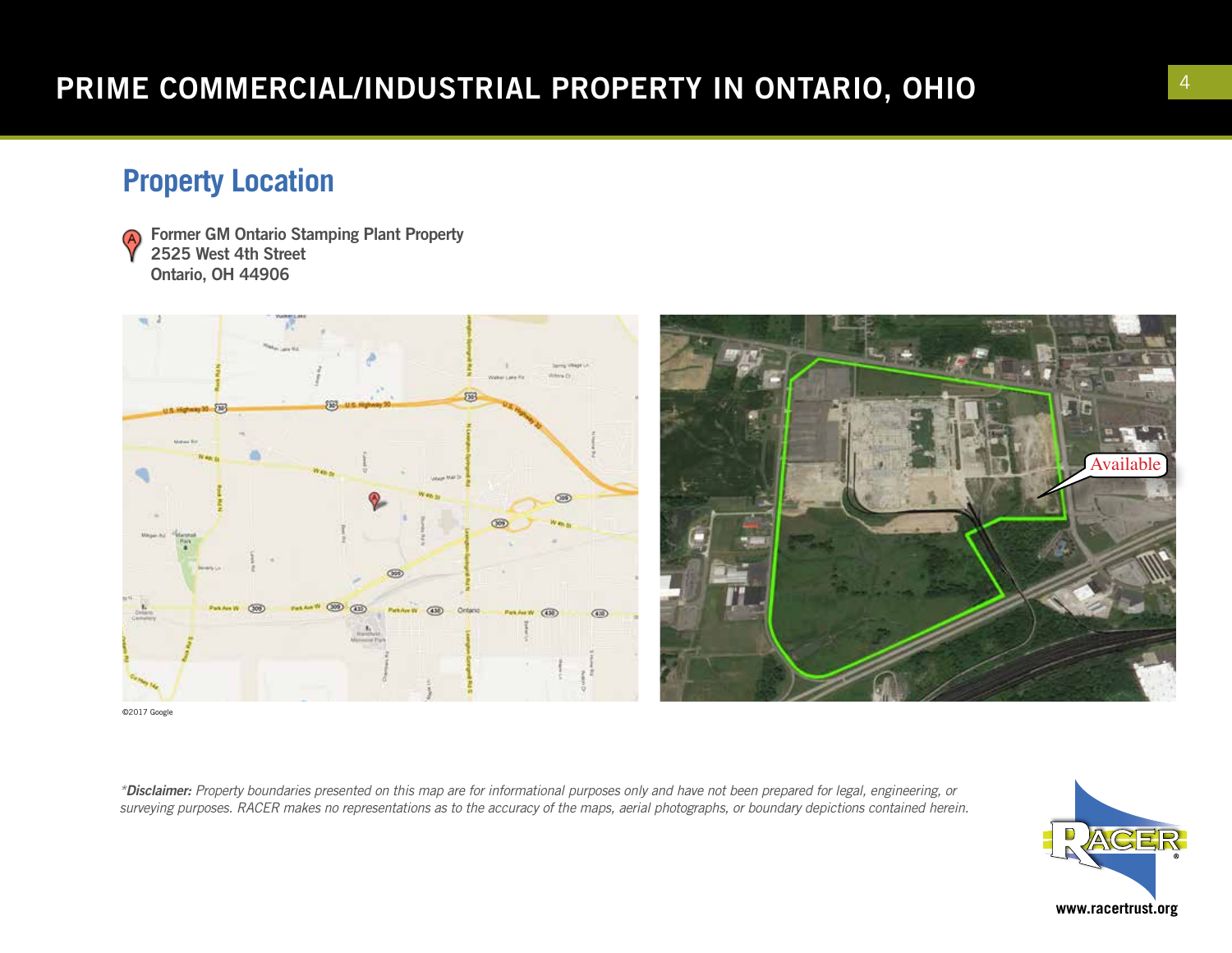# PRIME COMMERCIAL/INDUSTRIAL PROPERTY IN ONTARIO, OHIO

## Property Location

**Former GM Ontario Stamping Plant Property**
**2525 West 4th Street**
**Ontario, OH 44906**

©2017 Google

**Disclaimer:** *Property boundaries presented on this map are for informational purposes only and have not been prepared for legal, engineering, or surveying purposes. RACER makes no representations as to the accuracy of the maps, aerial photographs, or boundary depictions contained herein.*

www.racertrust.org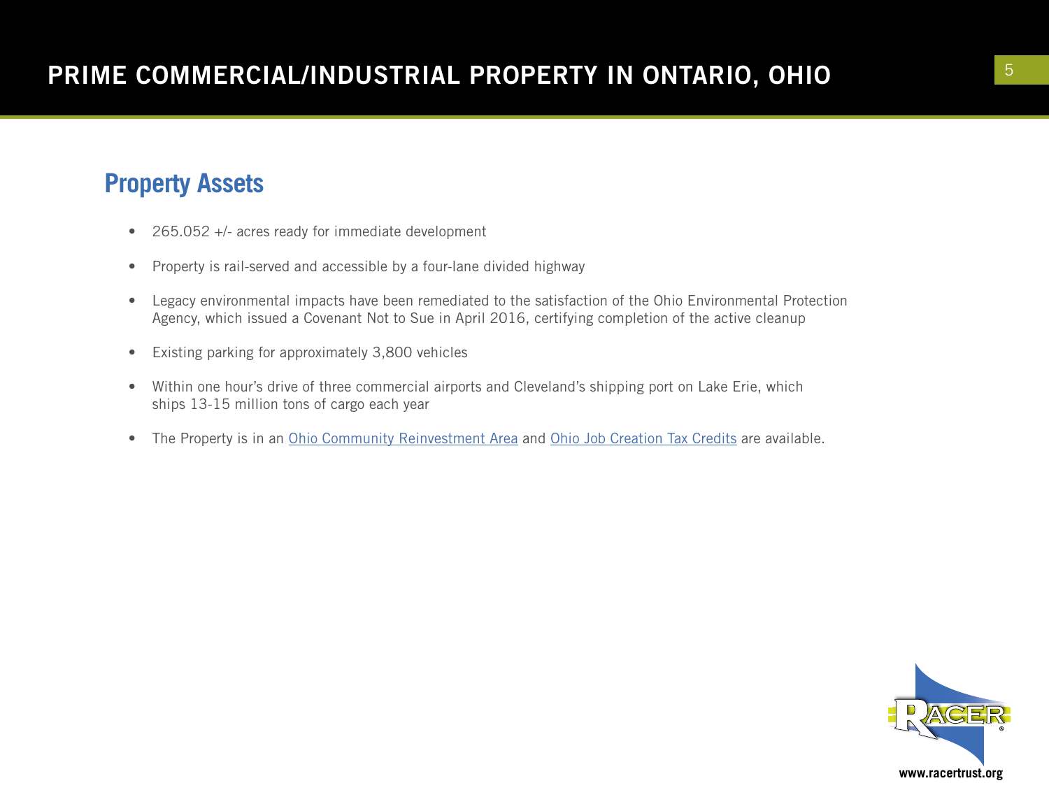# PRIME COMMERCIAL/INDUSTRIAL PROPERTY IN ONTARIO, OHIO

## Property Assets

- 265.052 +/- acres ready for immediate development
- Property is rail-served and accessible by a four-lane divided highway
- Legacy environmental impacts have been remediated to the satisfaction of the Ohio Environmental Protection Agency, which issued a Covenant Not to Sue in April 2016, certifying completion of the active cleanup
- Existing parking for approximately 3,800 vehicles
- Within one hour's drive of three commercial airports and Cleveland's shipping port on Lake Erie, which ships 13-15 million tons of cargo each year
- The Property is in an Ohio Community Reinvestment Area and Ohio Job Creation Tax Credits are available.

www.racertrust.org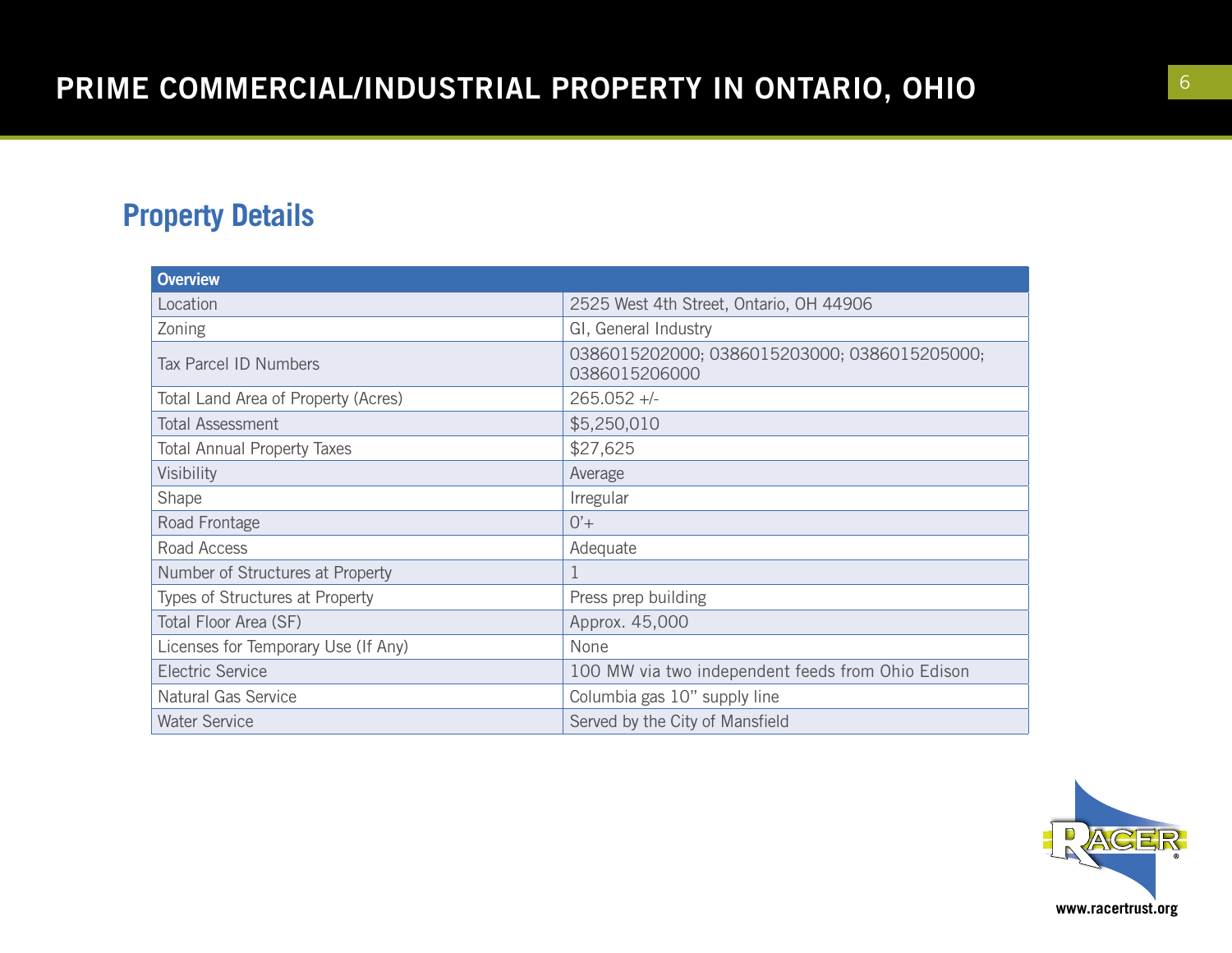# PRIME COMMERCIAL/INDUSTRIAL PROPERTY IN ONTARIO, OHIO

## Property Details

| Overview | |
|---|---|
| Location | 2525 West 4th Street, Ontario, OH 44906 |
| Zoning | GI, General Industry |
| Tax Parcel ID Numbers | 0386015202000; 0386015203000; 0386015205000; 0386015206000 |
| Total Land Area of Property (Acres) | 265.052 +/- |
| Total Assessment | $5,250,010 |
| Total Annual Property Taxes | $27,625 |
| Visibility | Average |
| Shape | Irregular |
| Road Frontage | 0'+ |
| Road Access | Adequate |
| Number of Structures at Property | 1 |
| Types of Structures at Property | Press prep building |
| Total Floor Area (SF) | Approx. 45,000 |
| Licenses for Temporary Use (If Any) | None |
| Electric Service | 100 MW via two independent feeds from Ohio Edison |
| Natural Gas Service | Columbia gas 10" supply line |
| Water Service | Served by the City of Mansfield |

www.racertrust.org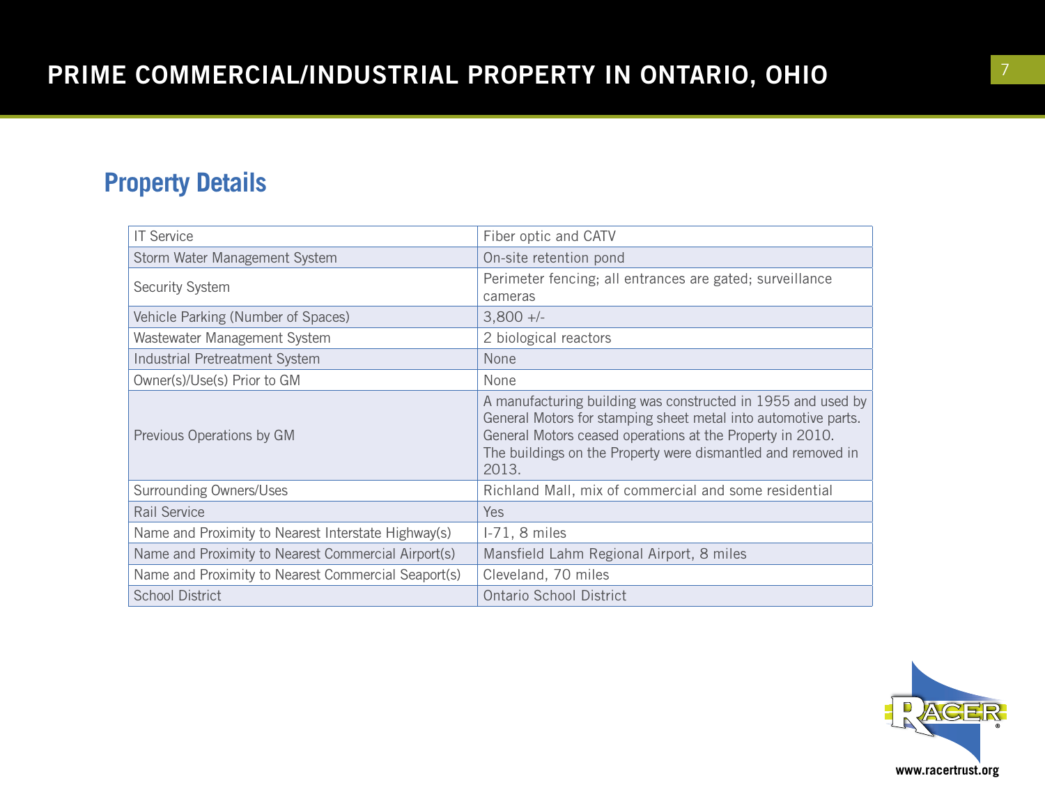# PRIME COMMERCIAL/INDUSTRIAL PROPERTY IN ONTARIO, OHIO

## Property Details

| | |
|---|---|
| IT Service | Fiber optic and CATV |
| Storm Water Management System | On-site retention pond |
| Security System | Perimeter fencing; all entrances are gated; surveillance cameras |
| Vehicle Parking (Number of Spaces) | 3,800 +/- |
| Wastewater Management System | 2 biological reactors |
| Industrial Pretreatment System | None |
| Owner(s)/Use(s) Prior to GM | None |
| Previous Operations by GM | A manufacturing building was constructed in 1955 and used by General Motors for stamping sheet metal into automotive parts. General Motors ceased operations at the Property in 2010. The buildings on the Property were dismantled and removed in 2013. |
| Surrounding Owners/Uses | Richland Mall, mix of commercial and some residential |
| Rail Service | Yes |
| Name and Proximity to Nearest Interstate Highway(s) | I-71, 8 miles |
| Name and Proximity to Nearest Commercial Airport(s) | Mansfield Lahm Regional Airport, 8 miles |
| Name and Proximity to Nearest Commercial Seaport(s) | Cleveland, 70 miles |
| School District | Ontario School District |

www.racertrust.org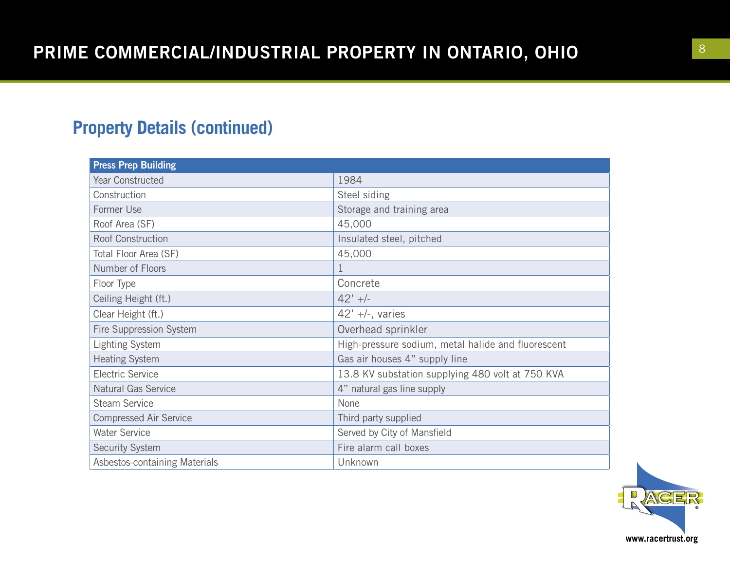## Property Details (continued)

| Press Prep Building | |
|---|---|
| Year Constructed | 1984 |
| Construction | Steel siding |
| Former Use | Storage and training area |
| Roof Area (SF) | 45,000 |
| Roof Construction | Insulated steel, pitched |
| Total Floor Area (SF) | 45,000 |
| Number of Floors | 1 |
| Floor Type | Concrete |
| Ceiling Height (ft.) | 42' +/- |
| Clear Height (ft.) | 42' +/-, varies |
| Fire Suppression System | Overhead sprinkler |
| Lighting System | High-pressure sodium, metal halide and fluorescent |
| Heating System | Gas air houses 4" supply line |
| Electric Service | 13.8 KV substation supplying 480 volt at 750 KVA |
| Natural Gas Service | 4" natural gas line supply |
| Steam Service | None |
| Compressed Air Service | Third party supplied |
| Water Service | Served by City of Mansfield |
| Security System | Fire alarm call boxes |
| Asbestos-containing Materials | Unknown |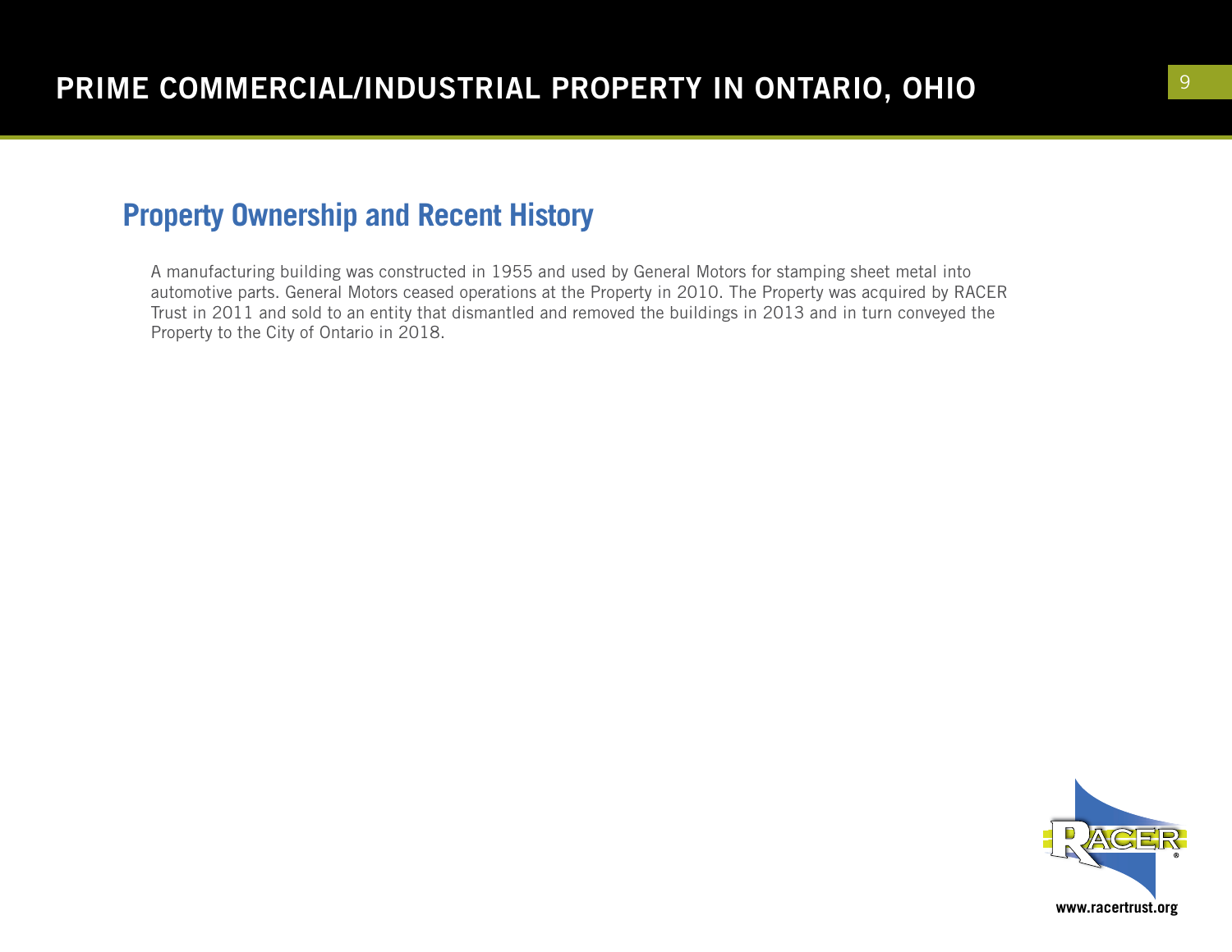## Property Ownership and Recent History

A manufacturing building was constructed in 1955 and used by General Motors for stamping sheet metal into automotive parts. General Motors ceased operations at the Property in 2010. The Property was acquired by RACER Trust in 2011 and sold to an entity that dismantled and removed the buildings in 2013 and in turn conveyed the Property to the City of Ontario in 2018.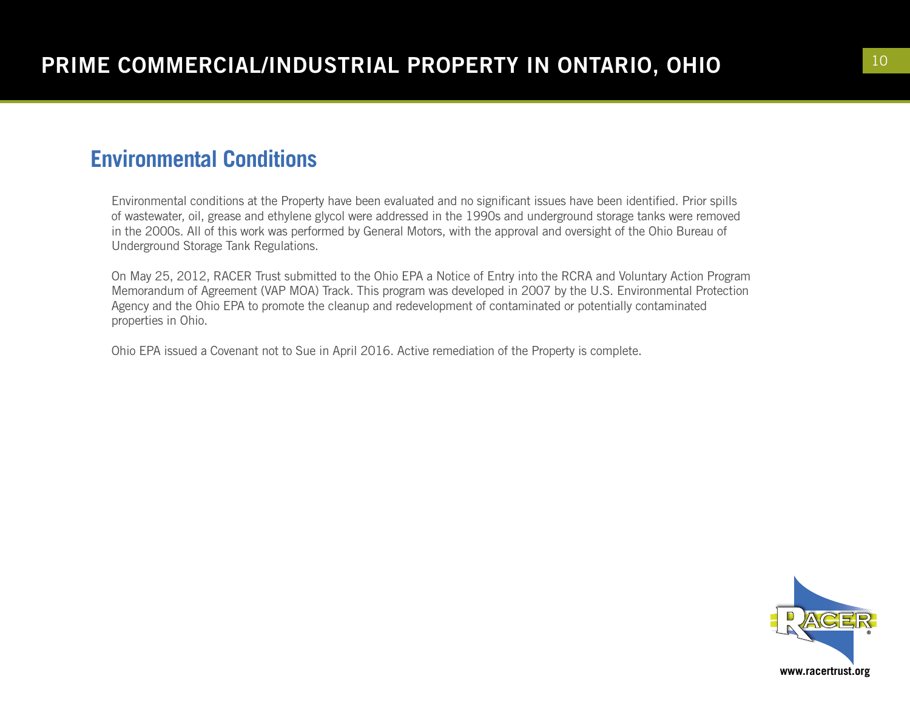## Environmental Conditions

Environmental conditions at the Property have been evaluated and no significant issues have been identified. Prior spills of wastewater, oil, grease and ethylene glycol were addressed in the 1990s and underground storage tanks were removed in the 2000s. All of this work was performed by General Motors, with the approval and oversight of the Ohio Bureau of Underground Storage Tank Regulations.

On May 25, 2012, RACER Trust submitted to the Ohio EPA a Notice of Entry into the RCRA and Voluntary Action Program Memorandum of Agreement (VAP MOA) Track. This program was developed in 2007 by the U.S. Environmental Protection Agency and the Ohio EPA to promote the cleanup and redevelopment of contaminated or potentially contaminated properties in Ohio.

Ohio EPA issued a Covenant not to Sue in April 2016. Active remediation of the Property is complete.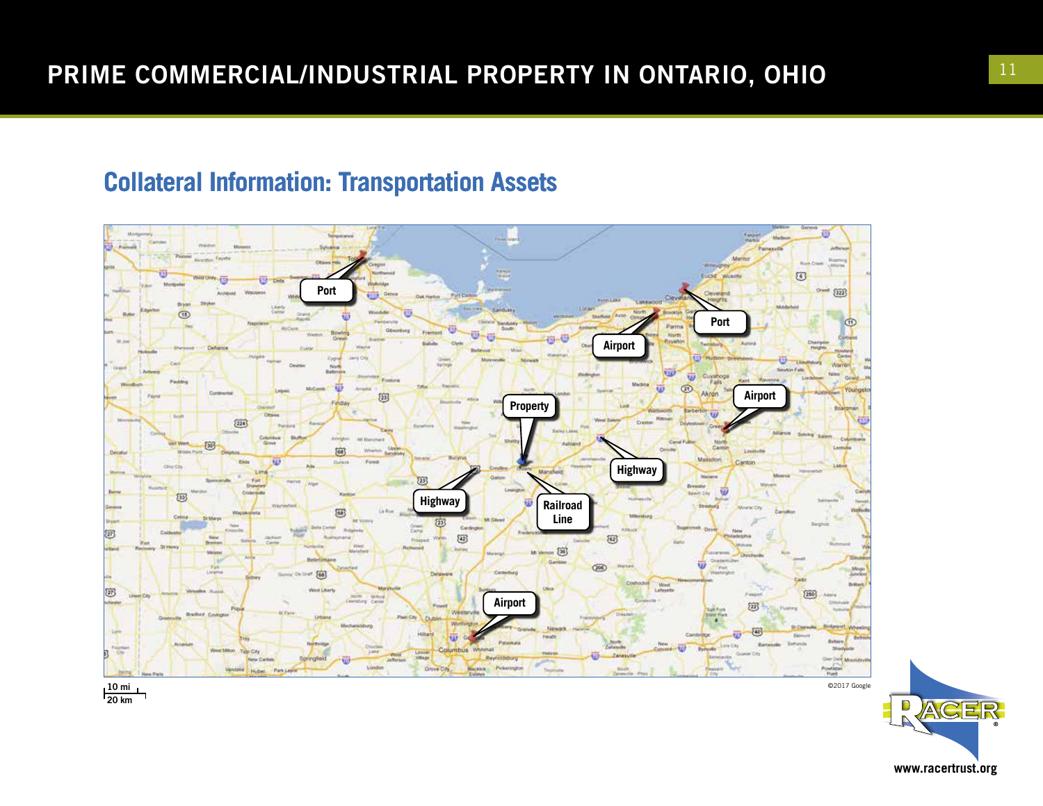# PRIME COMMERCIAL/INDUSTRIAL PROPERTY IN ONTARIO, OHIO

## Collateral Information: Transportation Assets

Port

Port

Airport

Airport

Property

Highway

Highway

Railroad Line

Airport

10 mi
20 km

©2017 Google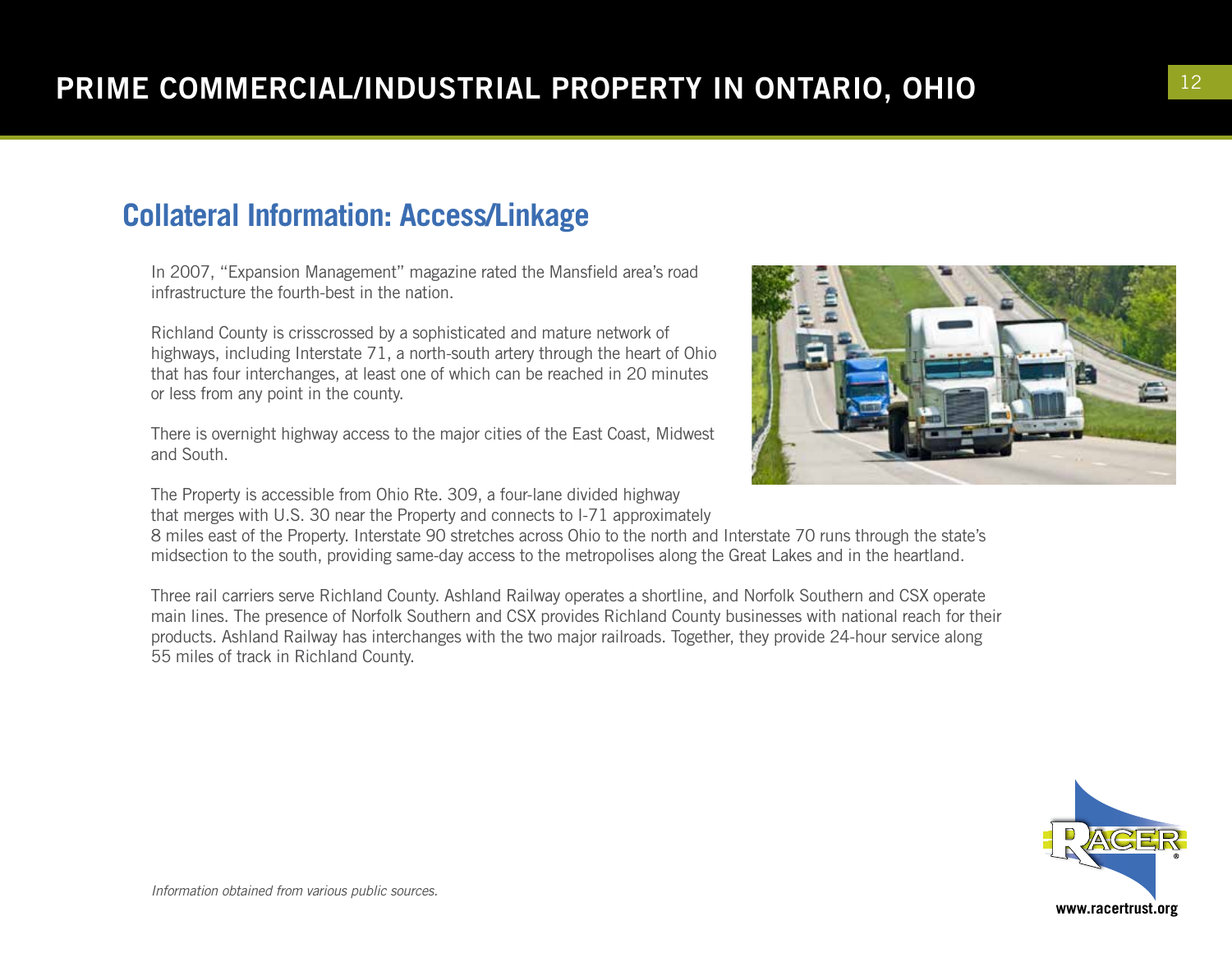## Collateral Information: Access/Linkage

In 2007, "Expansion Management" magazine rated the Mansfield area's road infrastructure the fourth-best in the nation.

Richland County is crisscrossed by a sophisticated and mature network of highways, including Interstate 71, a north-south artery through the heart of Ohio that has four interchanges, at least one of which can be reached in 20 minutes or less from any point in the county.

There is overnight highway access to the major cities of the East Coast, Midwest and South.

The Property is accessible from Ohio Rte. 309, a four-lane divided highway that merges with U.S. 30 near the Property and connects to I-71 approximately 8 miles east of the Property. Interstate 90 stretches across Ohio to the north and Interstate 70 runs through the state's midsection to the south, providing same-day access to the metropolises along the Great Lakes and in the heartland.

Three rail carriers serve Richland County. Ashland Railway operates a shortline, and Norfolk Southern and CSX operate main lines. The presence of Norfolk Southern and CSX provides Richland County businesses with national reach for their products. Ashland Railway has interchanges with the two major railroads. Together, they provide 24-hour service along 55 miles of track in Richland County.

*Information obtained from various public sources.*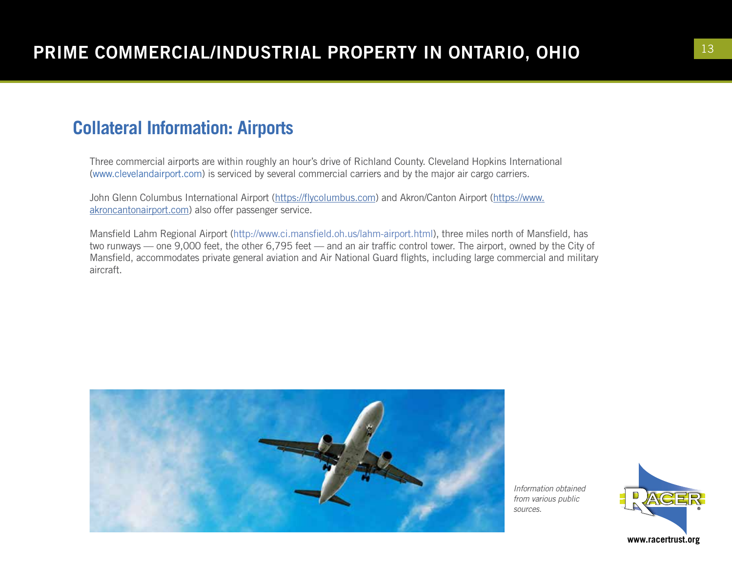## Collateral Information: Airports

Three commercial airports are within roughly an hour's drive of Richland County. Cleveland Hopkins International (www.clevelandairport.com) is serviced by several commercial carriers and by the major air cargo carriers.

John Glenn Columbus International Airport (https://flycolumbus.com) and Akron/Canton Airport (https://www.akroncantonairport.com) also offer passenger service.

Mansfield Lahm Regional Airport (http://www.ci.mansfield.oh.us/lahm-airport.html), three miles north of Mansfield, has two runways — one 9,000 feet, the other 6,795 feet — and an air traffic control tower. The airport, owned by the City of Mansfield, accommodates private general aviation and Air National Guard flights, including large commercial and military aircraft.

*Information obtained from various public sources.*

www.racertrust.org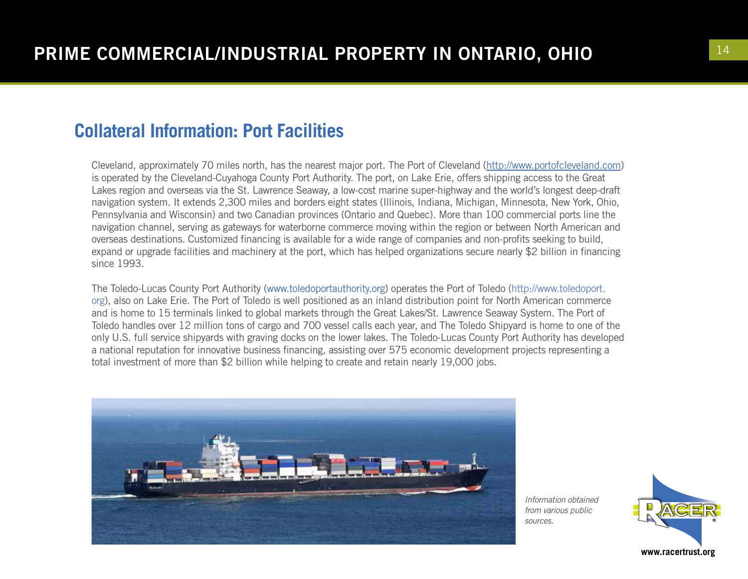## Collateral Information: Port Facilities

Cleveland, approximately 70 miles north, has the nearest major port. The Port of Cleveland (http://www.portofcleveland.com) is operated by the Cleveland-Cuyahoga County Port Authority. The port, on Lake Erie, offers shipping access to the Great Lakes region and overseas via the St. Lawrence Seaway, a low-cost marine super-highway and the world's longest deep-draft navigation system. It extends 2,300 miles and borders eight states (Illinois, Indiana, Michigan, Minnesota, New York, Ohio, Pennsylvania and Wisconsin) and two Canadian provinces (Ontario and Quebec). More than 100 commercial ports line the navigation channel, serving as gateways for waterborne commerce moving within the region or between North American and overseas destinations. Customized financing is available for a wide range of companies and non-profits seeking to build, expand or upgrade facilities and machinery at the port, which has helped organizations secure nearly $2 billion in financing since 1993.

The Toledo-Lucas County Port Authority (www.toledoportauthority.org) operates the Port of Toledo (http://www.toledoport.org), also on Lake Erie. The Port of Toledo is well positioned as an inland distribution point for North American commerce and is home to 15 terminals linked to global markets through the Great Lakes/St. Lawrence Seaway System. The Port of Toledo handles over 12 million tons of cargo and 700 vessel calls each year, and The Toledo Shipyard is home to one of the only U.S. full service shipyards with graving docks on the lower lakes. The Toledo-Lucas County Port Authority has developed a national reputation for innovative business financing, assisting over 575 economic development projects representing a total investment of more than $2 billion while helping to create and retain nearly 19,000 jobs.

*Information obtained from various public sources.*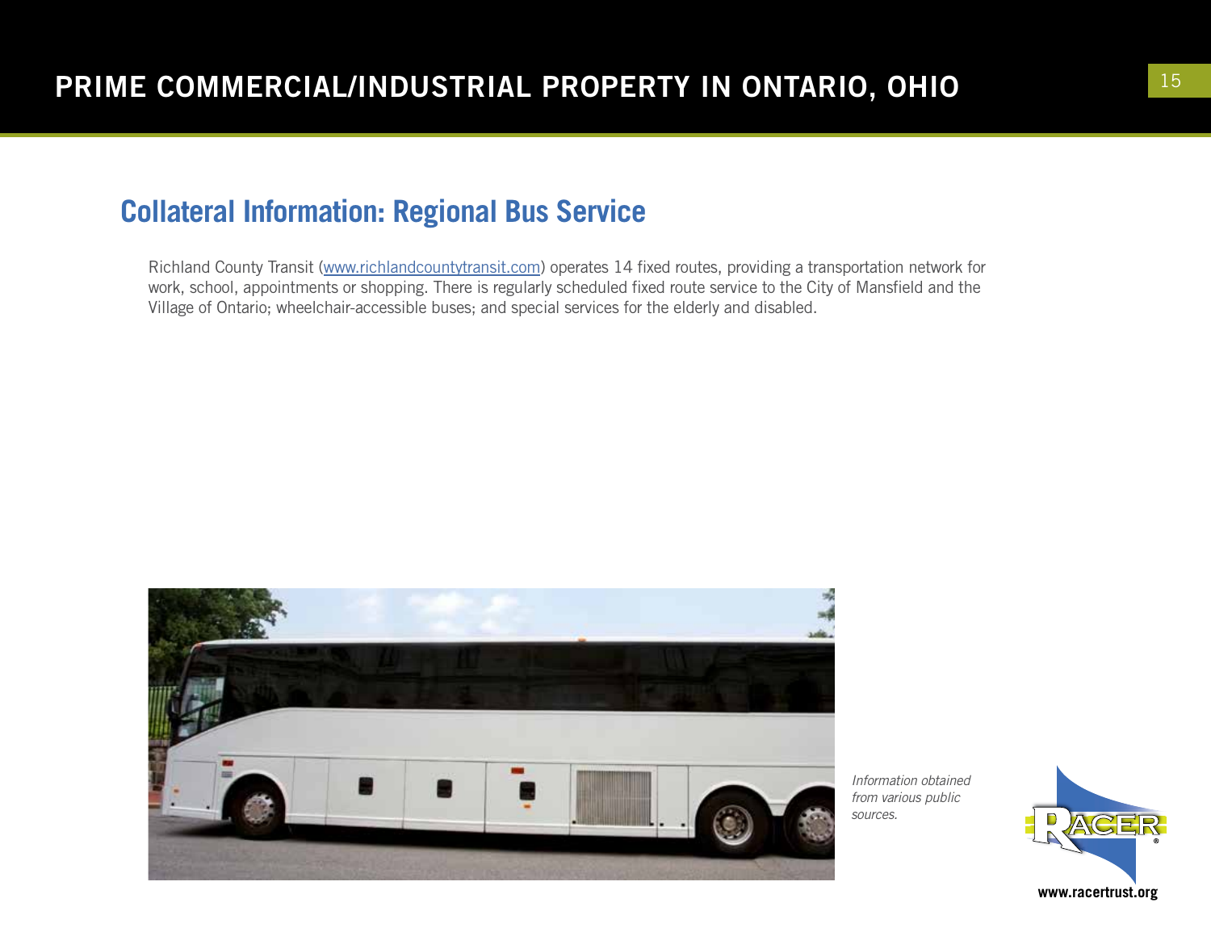## Collateral Information: Regional Bus Service

Richland County Transit (www.richlandcountytransit.com) operates 14 fixed routes, providing a transportation network for work, school, appointments or shopping. There is regularly scheduled fixed route service to the City of Mansfield and the Village of Ontario; wheelchair-accessible buses; and special services for the elderly and disabled.

*Information obtained from various public sources.*

www.racertrust.org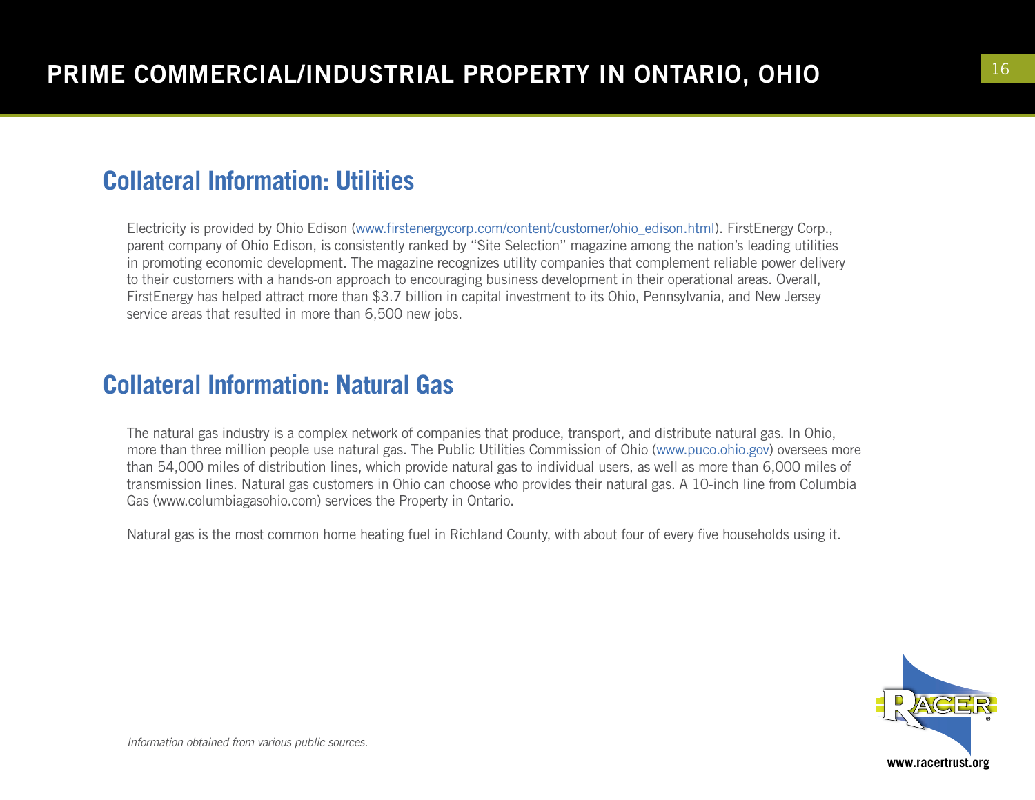## Collateral Information: Utilities

Electricity is provided by Ohio Edison (www.firstenergycorp.com/content/customer/ohio_edison.html). FirstEnergy Corp., parent company of Ohio Edison, is consistently ranked by "Site Selection" magazine among the nation's leading utilities in promoting economic development. The magazine recognizes utility companies that complement reliable power delivery to their customers with a hands-on approach to encouraging business development in their operational areas. Overall, FirstEnergy has helped attract more than $3.7 billion in capital investment to its Ohio, Pennsylvania, and New Jersey service areas that resulted in more than 6,500 new jobs.

## Collateral Information: Natural Gas

The natural gas industry is a complex network of companies that produce, transport, and distribute natural gas. In Ohio, more than three million people use natural gas. The Public Utilities Commission of Ohio (www.puco.ohio.gov) oversees more than 54,000 miles of distribution lines, which provide natural gas to individual users, as well as more than 6,000 miles of transmission lines. Natural gas customers in Ohio can choose who provides their natural gas. A 10-inch line from Columbia Gas (www.columbiagasohio.com) services the Property in Ontario.

Natural gas is the most common home heating fuel in Richland County, with about four of every five households using it.

*Information obtained from various public sources.*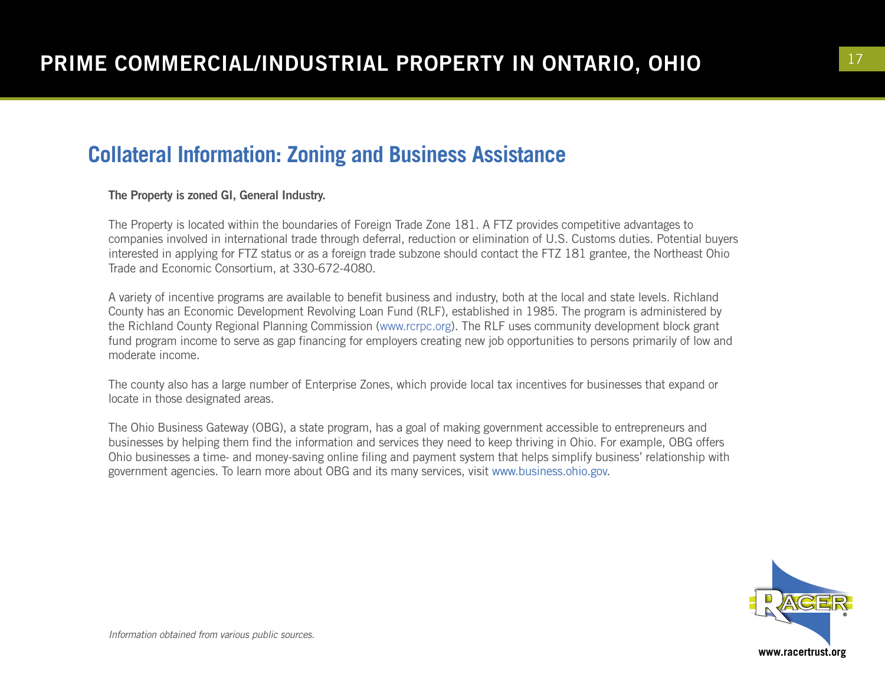## Collateral Information: Zoning and Business Assistance

**The Property is zoned GI, General Industry.**

The Property is located within the boundaries of Foreign Trade Zone 181. A FTZ provides competitive advantages to companies involved in international trade through deferral, reduction or elimination of U.S. Customs duties. Potential buyers interested in applying for FTZ status or as a foreign trade subzone should contact the FTZ 181 grantee, the Northeast Ohio Trade and Economic Consortium, at 330-672-4080.

A variety of incentive programs are available to benefit business and industry, both at the local and state levels. Richland County has an Economic Development Revolving Loan Fund (RLF), established in 1985. The program is administered by the Richland County Regional Planning Commission (www.rcrpc.org). The RLF uses community development block grant fund program income to serve as gap financing for employers creating new job opportunities to persons primarily of low and moderate income.

The county also has a large number of Enterprise Zones, which provide local tax incentives for businesses that expand or locate in those designated areas.

The Ohio Business Gateway (OBG), a state program, has a goal of making government accessible to entrepreneurs and businesses by helping them find the information and services they need to keep thriving in Ohio. For example, OBG offers Ohio businesses a time- and money-saving online filing and payment system that helps simplify business' relationship with government agencies. To learn more about OBG and its many services, visit www.business.ohio.gov.

*Information obtained from various public sources.*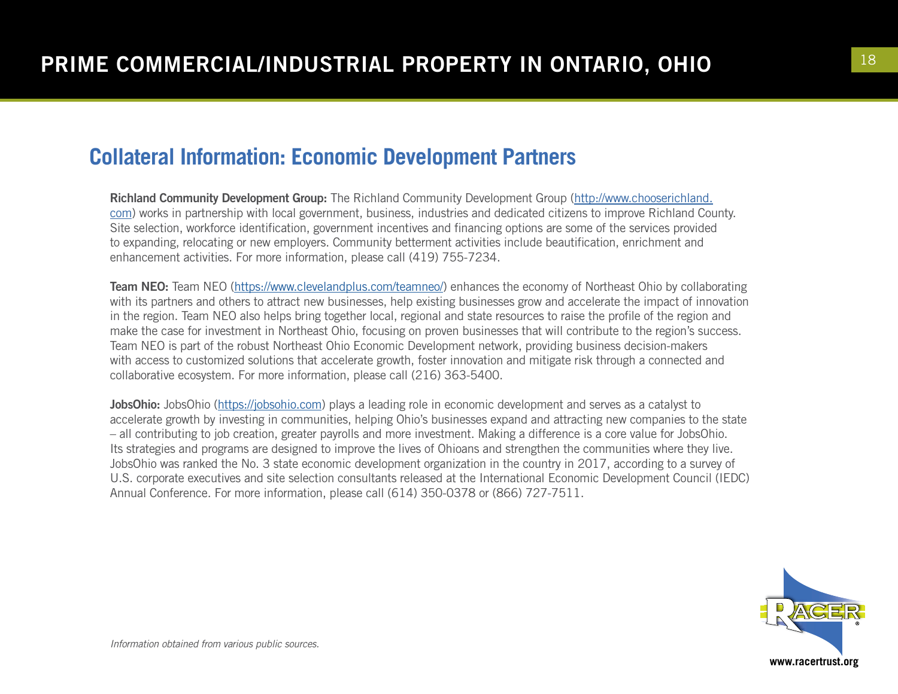## Collateral Information: Economic Development Partners

**Richland Community Development Group:** The Richland Community Development Group (http://www.chooserichland.com) works in partnership with local government, business, industries and dedicated citizens to improve Richland County. Site selection, workforce identification, government incentives and financing options are some of the services provided to expanding, relocating or new employers. Community betterment activities include beautification, enrichment and enhancement activities. For more information, please call (419) 755-7234.

**Team NEO:** Team NEO (https://www.clevelandplus.com/teamneo/) enhances the economy of Northeast Ohio by collaborating with its partners and others to attract new businesses, help existing businesses grow and accelerate the impact of innovation in the region. Team NEO also helps bring together local, regional and state resources to raise the profile of the region and make the case for investment in Northeast Ohio, focusing on proven businesses that will contribute to the region's success. Team NEO is part of the robust Northeast Ohio Economic Development network, providing business decision-makers with access to customized solutions that accelerate growth, foster innovation and mitigate risk through a connected and collaborative ecosystem. For more information, please call (216) 363-5400.

**JobsOhio:** JobsOhio (https://jobsohio.com) plays a leading role in economic development and serves as a catalyst to accelerate growth by investing in communities, helping Ohio's businesses expand and attracting new companies to the state – all contributing to job creation, greater payrolls and more investment. Making a difference is a core value for JobsOhio. Its strategies and programs are designed to improve the lives of Ohioans and strengthen the communities where they live. JobsOhio was ranked the No. 3 state economic development organization in the country in 2017, according to a survey of U.S. corporate executives and site selection consultants released at the International Economic Development Council (IEDC) Annual Conference. For more information, please call (614) 350-0378 or (866) 727-7511.

*Information obtained from various public sources.*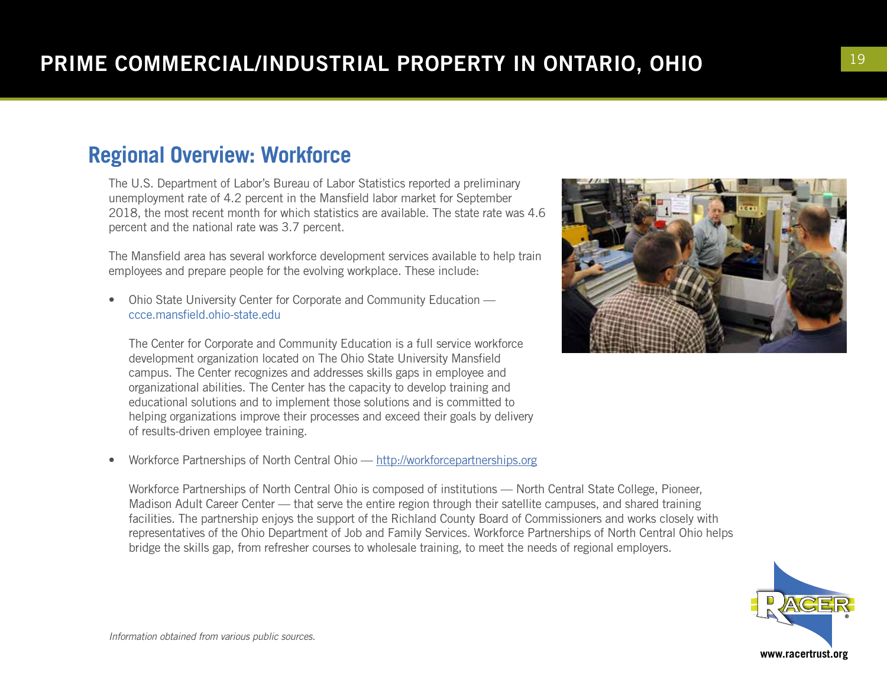## Regional Overview: Workforce

The U.S. Department of Labor's Bureau of Labor Statistics reported a preliminary unemployment rate of 4.2 percent in the Mansfield labor market for September 2018, the most recent month for which statistics are available. The state rate was 4.6 percent and the national rate was 3.7 percent.

The Mansfield area has several workforce development services available to help train employees and prepare people for the evolving workplace. These include:

- Ohio State University Center for Corporate and Community Education — ccce.mansfield.ohio-state.edu

  The Center for Corporate and Community Education is a full service workforce development organization located on The Ohio State University Mansfield campus. The Center recognizes and addresses skills gaps in employee and organizational abilities. The Center has the capacity to develop training and educational solutions and to implement those solutions and is committed to helping organizations improve their processes and exceed their goals by delivery of results-driven employee training.

- Workforce Partnerships of North Central Ohio — http://workforcepartnerships.org

  Workforce Partnerships of North Central Ohio is composed of institutions — North Central State College, Pioneer, Madison Adult Career Center — that serve the entire region through their satellite campuses, and shared training facilities. The partnership enjoys the support of the Richland County Board of Commissioners and works closely with representatives of the Ohio Department of Job and Family Services. Workforce Partnerships of North Central Ohio helps bridge the skills gap, from refresher courses to wholesale training, to meet the needs of regional employers.

*Information obtained from various public sources.*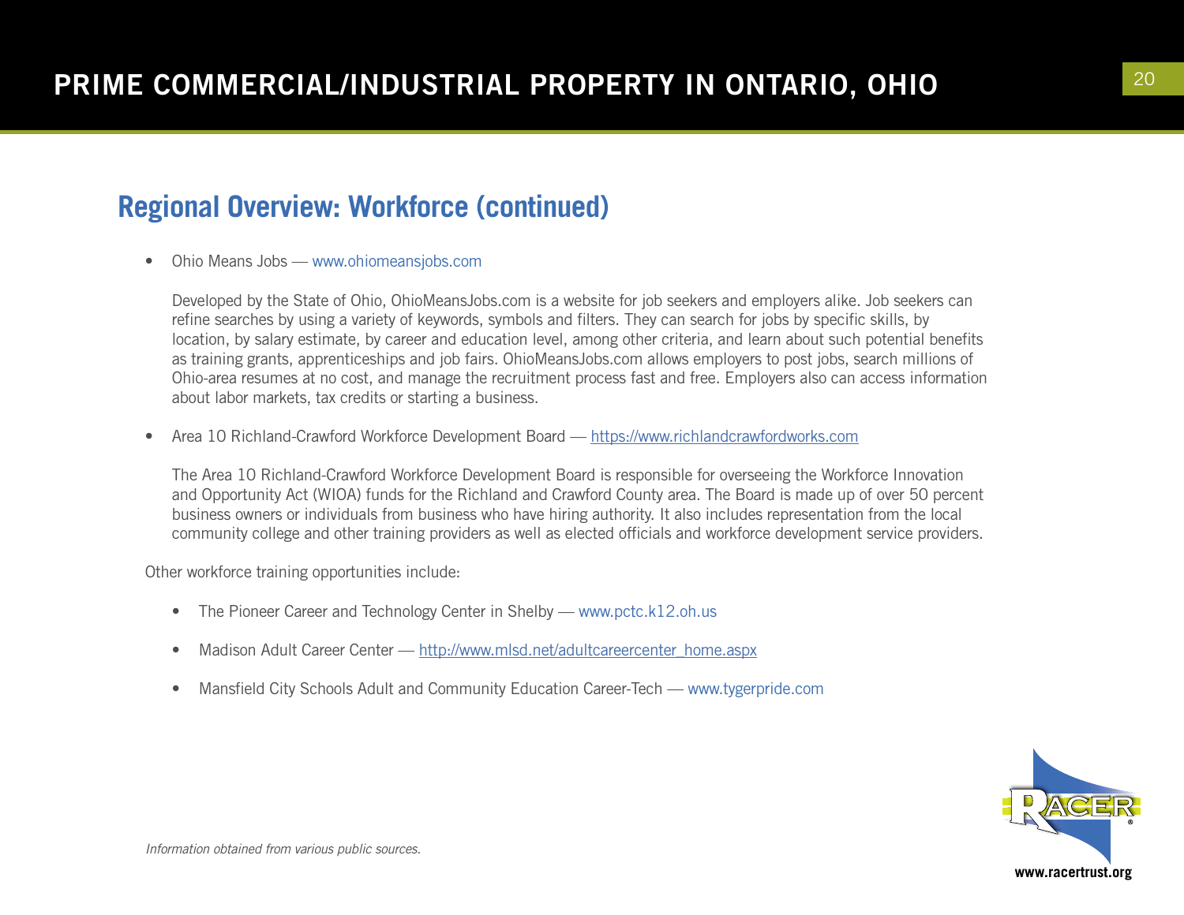## Regional Overview: Workforce (continued)

- Ohio Means Jobs — www.ohiomeansjobs.com

  Developed by the State of Ohio, OhioMeansJobs.com is a website for job seekers and employers alike. Job seekers can refine searches by using a variety of keywords, symbols and filters. They can search for jobs by specific skills, by location, by salary estimate, by career and education level, among other criteria, and learn about such potential benefits as training grants, apprenticeships and job fairs. OhioMeansJobs.com allows employers to post jobs, search millions of Ohio-area resumes at no cost, and manage the recruitment process fast and free. Employers also can access information about labor markets, tax credits or starting a business.

- Area 10 Richland-Crawford Workforce Development Board — https://www.richlandcrawfordworks.com

  The Area 10 Richland-Crawford Workforce Development Board is responsible for overseeing the Workforce Innovation and Opportunity Act (WIOA) funds for the Richland and Crawford County area. The Board is made up of over 50 percent business owners or individuals from business who have hiring authority. It also includes representation from the local community college and other training providers as well as elected officials and workforce development service providers.

Other workforce training opportunities include:

- The Pioneer Career and Technology Center in Shelby — www.pctc.k12.oh.us
- Madison Adult Career Center — http://www.mlsd.net/adultcareercenter_home.aspx
- Mansfield City Schools Adult and Community Education Career-Tech — www.tygerpride.com

*Information obtained from various public sources.*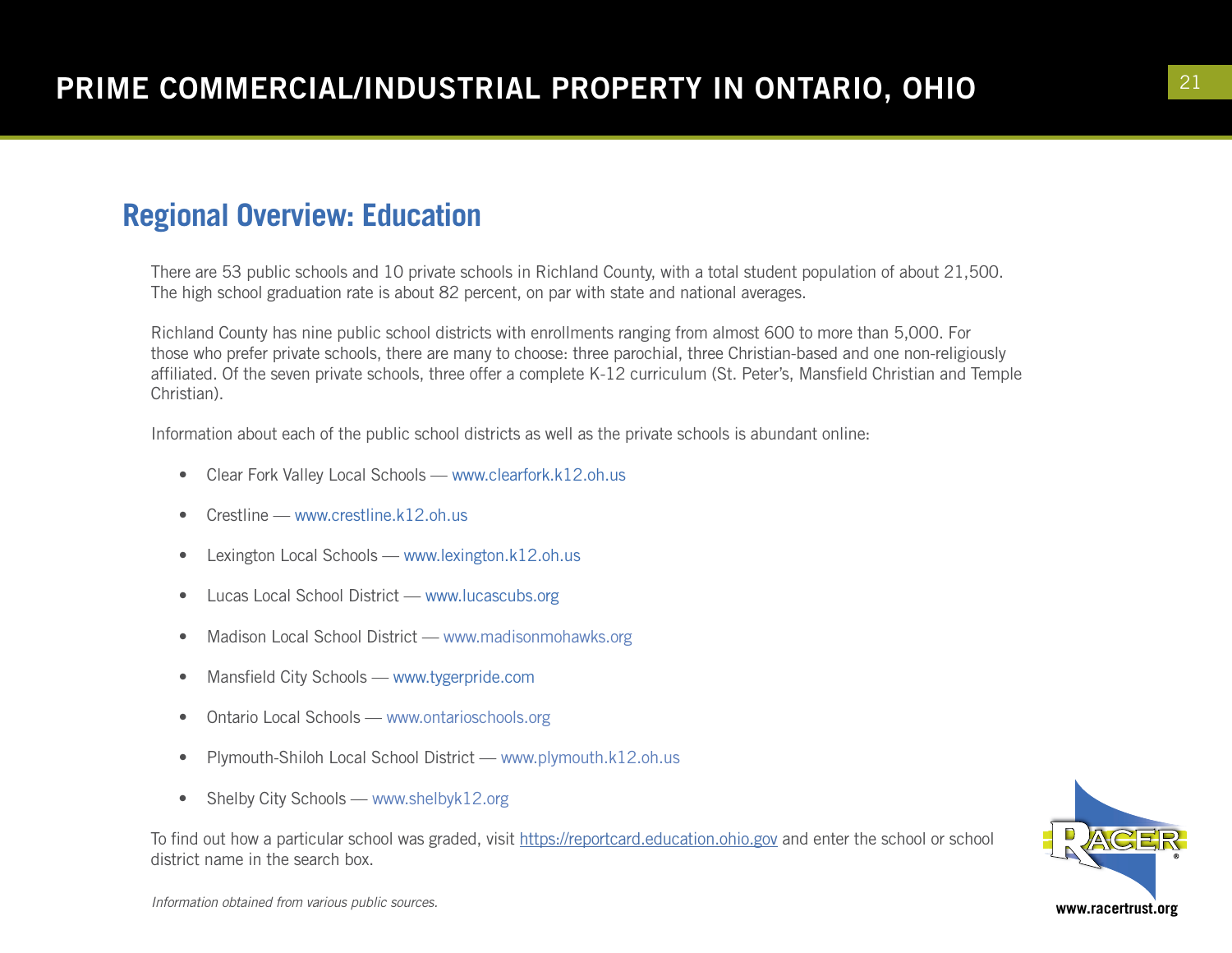## Regional Overview: Education

There are 53 public schools and 10 private schools in Richland County, with a total student population of about 21,500. The high school graduation rate is about 82 percent, on par with state and national averages.

Richland County has nine public school districts with enrollments ranging from almost 600 to more than 5,000. For those who prefer private schools, there are many to choose: three parochial, three Christian-based and one non-religiously affiliated. Of the seven private schools, three offer a complete K-12 curriculum (St. Peter's, Mansfield Christian and Temple Christian).

Information about each of the public school districts as well as the private schools is abundant online:

- Clear Fork Valley Local Schools — www.clearfork.k12.oh.us
- Crestline — www.crestline.k12.oh.us
- Lexington Local Schools — www.lexington.k12.oh.us
- Lucas Local School District — www.lucascubs.org
- Madison Local School District — www.madisonmohawks.org
- Mansfield City Schools — www.tygerpride.com
- Ontario Local Schools — www.ontarioschools.org
- Plymouth-Shiloh Local School District — www.plymouth.k12.oh.us
- Shelby City Schools — www.shelbyk12.org

To find out how a particular school was graded, visit https://reportcard.education.ohio.gov and enter the school or school district name in the search box.

*Information obtained from various public sources.*

www.racertrust.org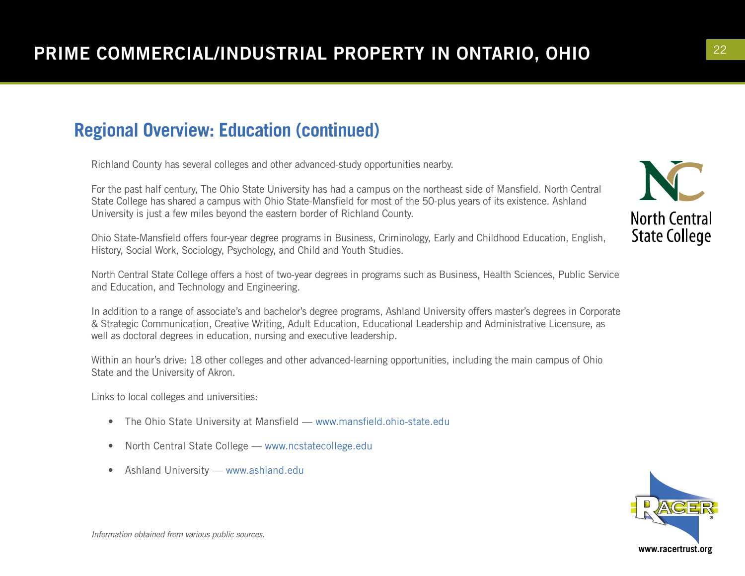## Regional Overview: Education (continued)

Richland County has several colleges and other advanced-study opportunities nearby.

For the past half century, The Ohio State University has had a campus on the northeast side of Mansfield. North Central State College has shared a campus with Ohio State-Mansfield for most of the 50-plus years of its existence. Ashland University is just a few miles beyond the eastern border of Richland County.

Ohio State-Mansfield offers four-year degree programs in Business, Criminology, Early and Childhood Education, English, History, Social Work, Sociology, Psychology, and Child and Youth Studies.

North Central State College offers a host of two-year degrees in programs such as Business, Health Sciences, Public Service and Education, and Technology and Engineering.

In addition to a range of associate's and bachelor's degree programs, Ashland University offers master's degrees in Corporate & Strategic Communication, Creative Writing, Adult Education, Educational Leadership and Administrative Licensure, as well as doctoral degrees in education, nursing and executive leadership.

Within an hour's drive: 18 other colleges and other advanced-learning opportunities, including the main campus of Ohio State and the University of Akron.

Links to local colleges and universities:

- The Ohio State University at Mansfield — www.mansfield.ohio-state.edu
- North Central State College — www.ncstatecollege.edu
- Ashland University — www.ashland.edu

*Information obtained from various public sources.*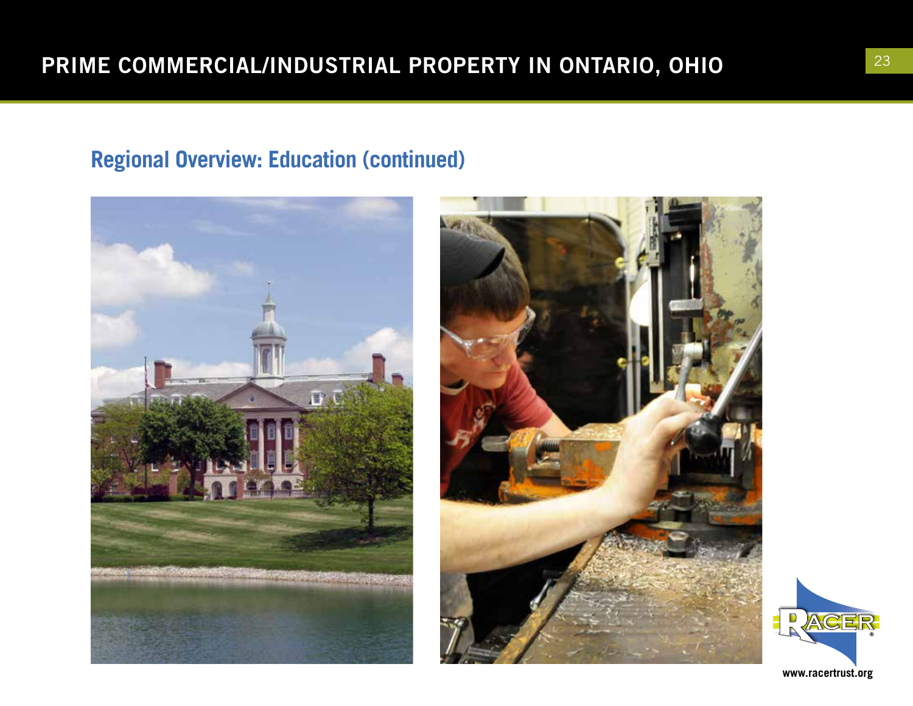## Regional Overview: Education (continued)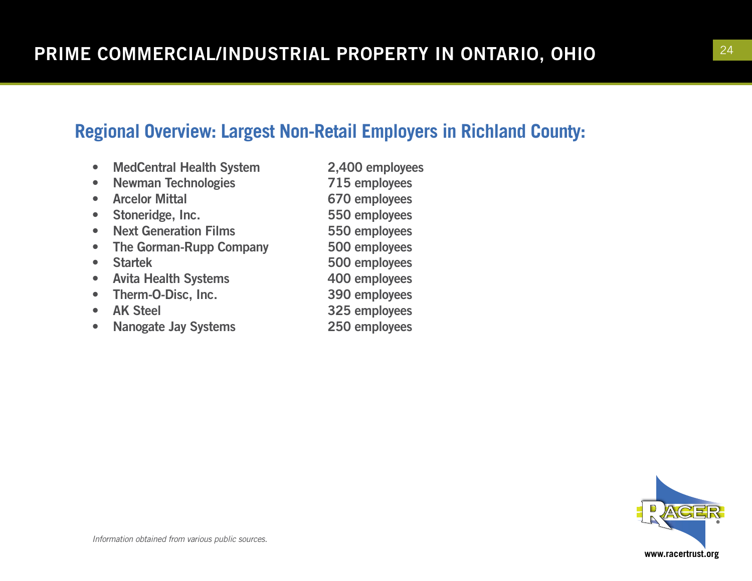## Regional Overview: Largest Non-Retail Employers in Richland County:

- **MedCentral Health System** — **2,400 employees**
- **Newman Technologies** — **715 employees**
- **Arcelor Mittal** — **670 employees**
- **Stoneridge, Inc.** — **550 employees**
- **Next Generation Films** — **550 employees**
- **The Gorman-Rupp Company** — **500 employees**
- **Startek** — **500 employees**
- **Avita Health Systems** — **400 employees**
- **Therm-O-Disc, Inc.** — **390 employees**
- **AK Steel** — **325 employees**
- **Nanogate Jay Systems** — **250 employees**

*Information obtained from various public sources.*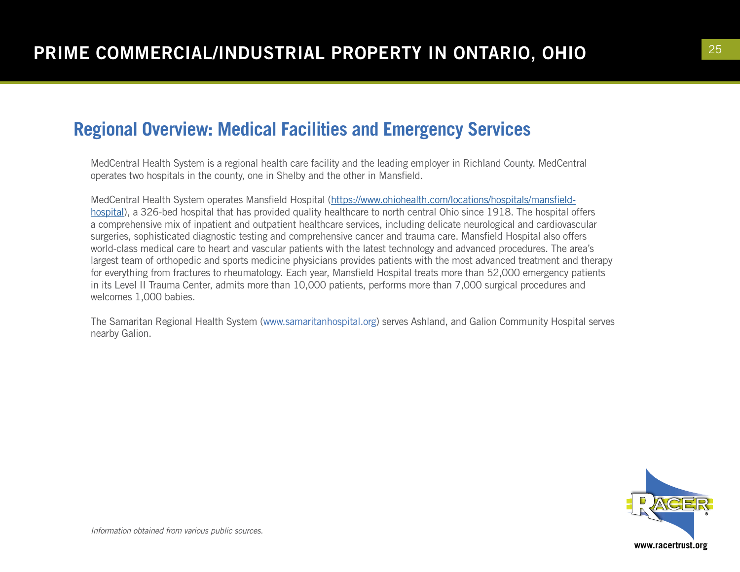## Regional Overview: Medical Facilities and Emergency Services

MedCentral Health System is a regional health care facility and the leading employer in Richland County. MedCentral operates two hospitals in the county, one in Shelby and the other in Mansfield.

MedCentral Health System operates Mansfield Hospital (https://www.ohiohealth.com/locations/hospitals/mansfield-hospital), a 326-bed hospital that has provided quality healthcare to north central Ohio since 1918. The hospital offers a comprehensive mix of inpatient and outpatient healthcare services, including delicate neurological and cardiovascular surgeries, sophisticated diagnostic testing and comprehensive cancer and trauma care. Mansfield Hospital also offers world-class medical care to heart and vascular patients with the latest technology and advanced procedures. The area's largest team of orthopedic and sports medicine physicians provides patients with the most advanced treatment and therapy for everything from fractures to rheumatology. Each year, Mansfield Hospital treats more than 52,000 emergency patients in its Level II Trauma Center, admits more than 10,000 patients, performs more than 7,000 surgical procedures and welcomes 1,000 babies.

The Samaritan Regional Health System (www.samaritanhospital.org) serves Ashland, and Galion Community Hospital serves nearby Galion.

*Information obtained from various public sources.*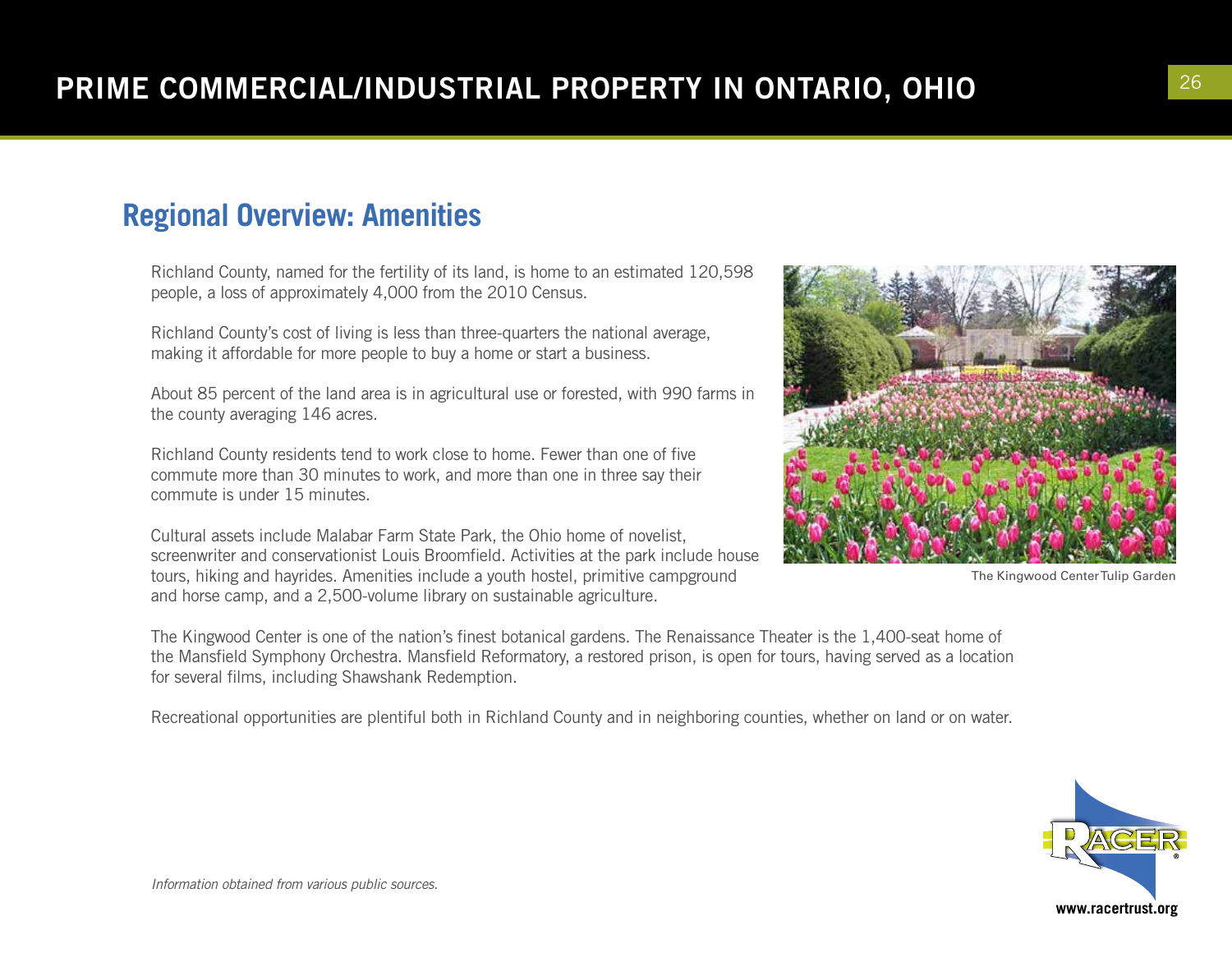## Regional Overview: Amenities

Richland County, named for the fertility of its land, is home to an estimated 120,598 people, a loss of approximately 4,000 from the 2010 Census.

Richland County's cost of living is less than three-quarters the national average, making it affordable for more people to buy a home or start a business.

About 85 percent of the land area is in agricultural use or forested, with 990 farms in the county averaging 146 acres.

Richland County residents tend to work close to home. Fewer than one of five commute more than 30 minutes to work, and more than one in three say their commute is under 15 minutes.

Cultural assets include Malabar Farm State Park, the Ohio home of novelist, screenwriter and conservationist Louis Broomfield. Activities at the park include house tours, hiking and hayrides. Amenities include a youth hostel, primitive campground and horse camp, and a 2,500-volume library on sustainable agriculture.

The Kingwood Center Tulip Garden

The Kingwood Center is one of the nation's finest botanical gardens. The Renaissance Theater is the 1,400-seat home of the Mansfield Symphony Orchestra. Mansfield Reformatory, a restored prison, is open for tours, having served as a location for several films, including Shawshank Redemption.

Recreational opportunities are plentiful both in Richland County and in neighboring counties, whether on land or on water.

*Information obtained from various public sources.*

www.racertrust.org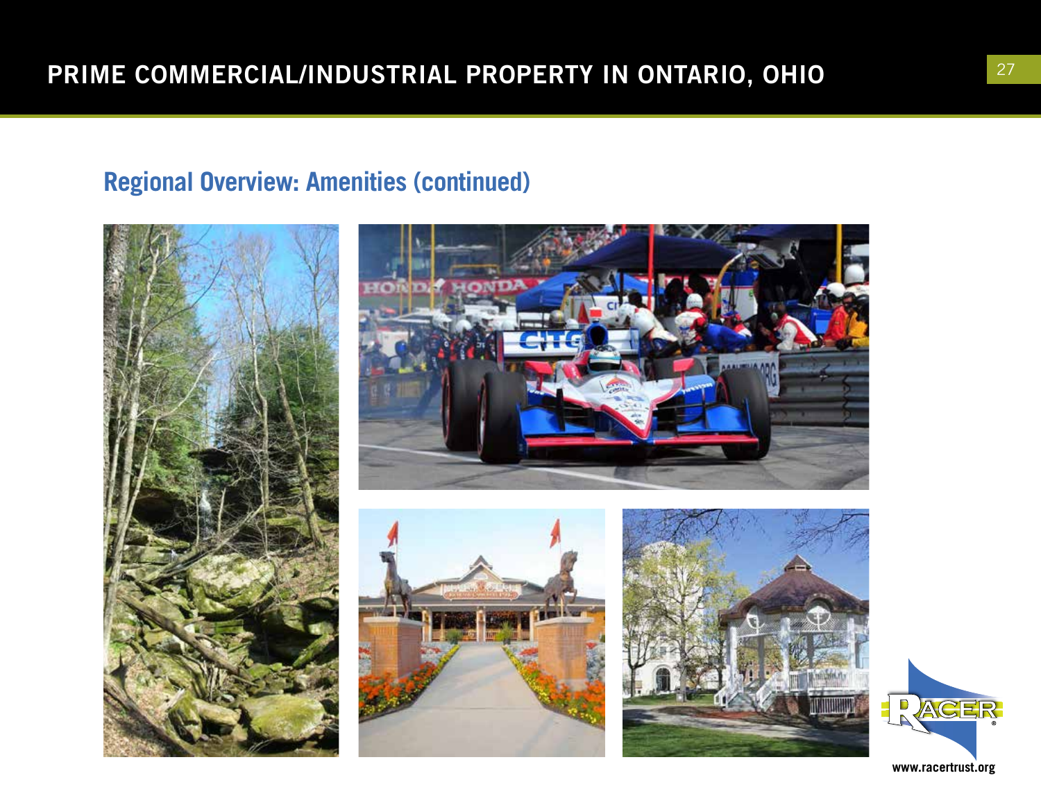## Regional Overview: Amenities (continued)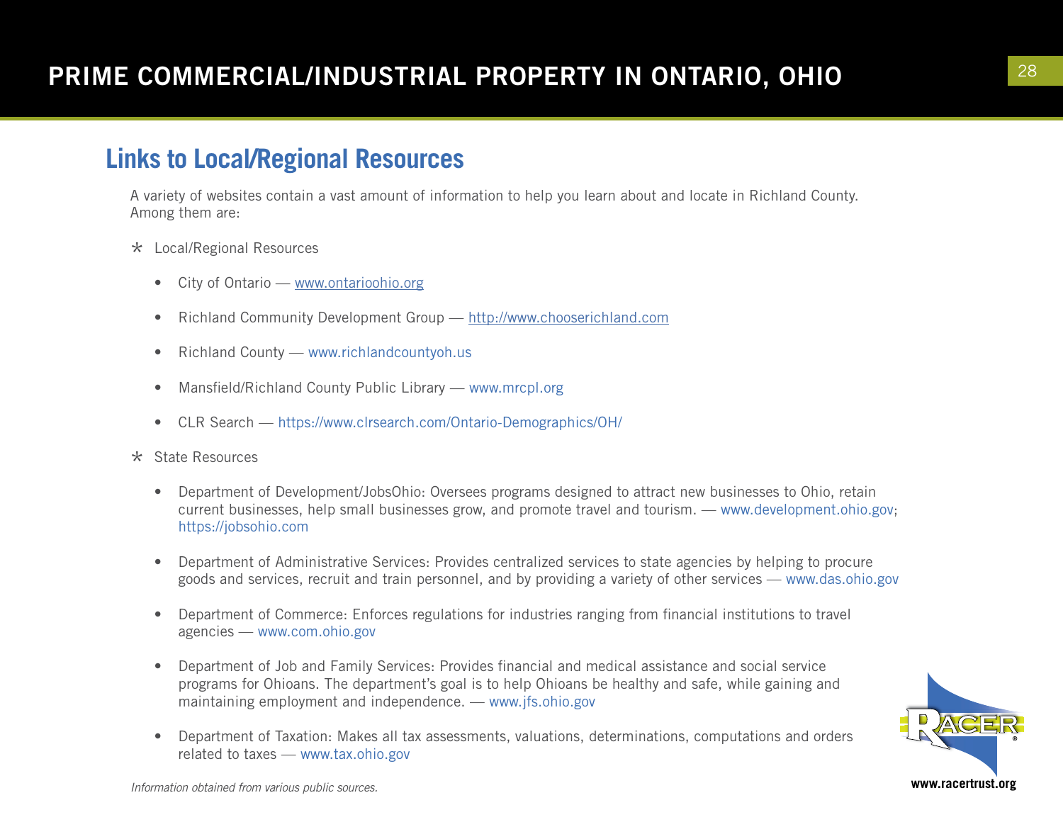## Links to Local/Regional Resources

A variety of websites contain a vast amount of information to help you learn about and locate in Richland County. Among them are:

* Local/Regional Resources
  - City of Ontario — www.ontarioohio.org
  - Richland Community Development Group — http://www.chooserichland.com
  - Richland County — www.richlandcountyoh.us
  - Mansfield/Richland County Public Library — www.mrcpl.org
  - CLR Search — https://www.clrsearch.com/Ontario-Demographics/OH/
* State Resources
  - Department of Development/JobsOhio: Oversees programs designed to attract new businesses to Ohio, retain current businesses, help small businesses grow, and promote travel and tourism. — www.development.ohio.gov; https://jobsohio.com
  - Department of Administrative Services: Provides centralized services to state agencies by helping to procure goods and services, recruit and train personnel, and by providing a variety of other services — www.das.ohio.gov
  - Department of Commerce: Enforces regulations for industries ranging from financial institutions to travel agencies — www.com.ohio.gov
  - Department of Job and Family Services: Provides financial and medical assistance and social service programs for Ohioans. The department's goal is to help Ohioans be healthy and safe, while gaining and maintaining employment and independence. — www.jfs.ohio.gov
  - Department of Taxation: Makes all tax assessments, valuations, determinations, computations and orders related to taxes — www.tax.ohio.gov

*Information obtained from various public sources.*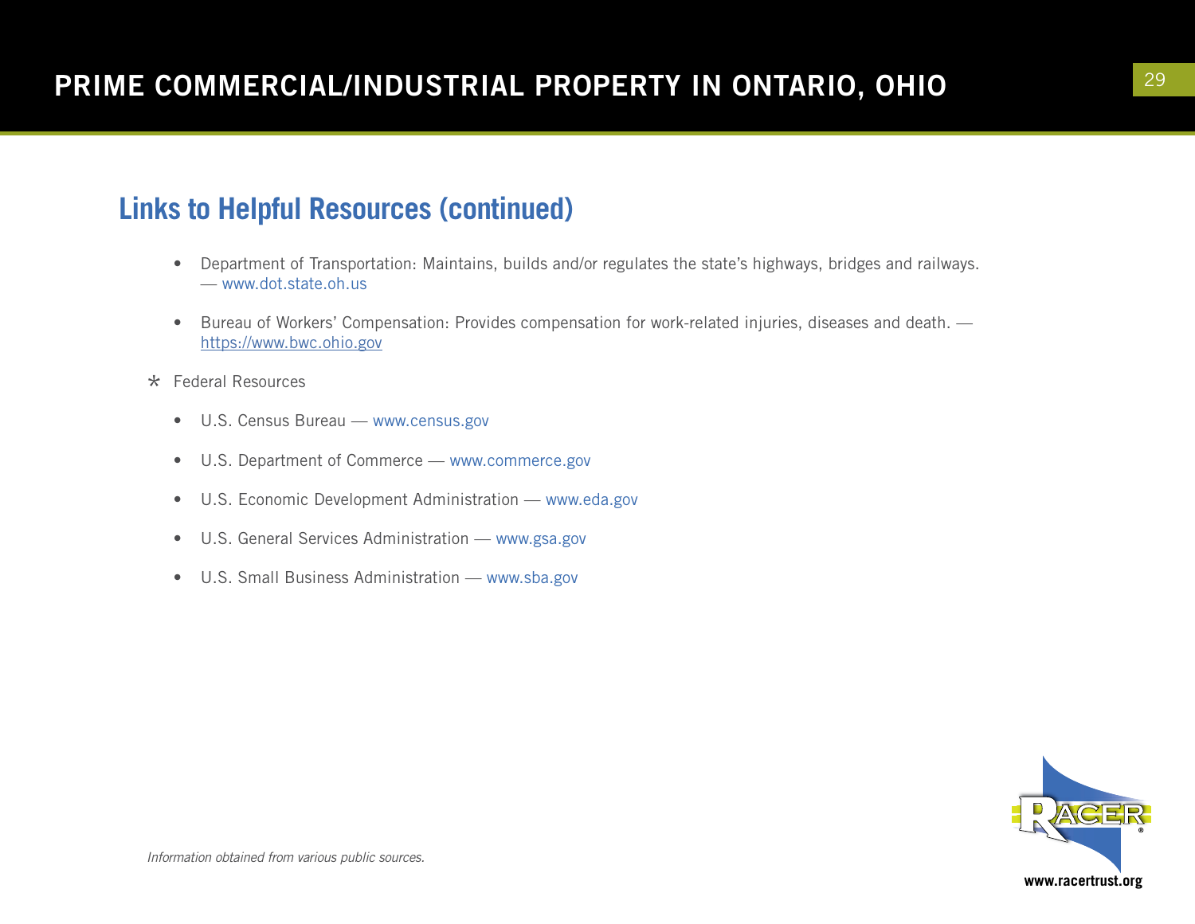## Links to Helpful Resources (continued)

- Department of Transportation: Maintains, builds and/or regulates the state's highways, bridges and railways. — www.dot.state.oh.us
- Bureau of Workers' Compensation: Provides compensation for work-related injuries, diseases and death. — https://www.bwc.ohio.gov

* Federal Resources
    - U.S. Census Bureau — www.census.gov
    - U.S. Department of Commerce — www.commerce.gov
    - U.S. Economic Development Administration — www.eda.gov
    - U.S. General Services Administration — www.gsa.gov
    - U.S. Small Business Administration — www.sba.gov

*Information obtained from various public sources.*

www.racertrust.org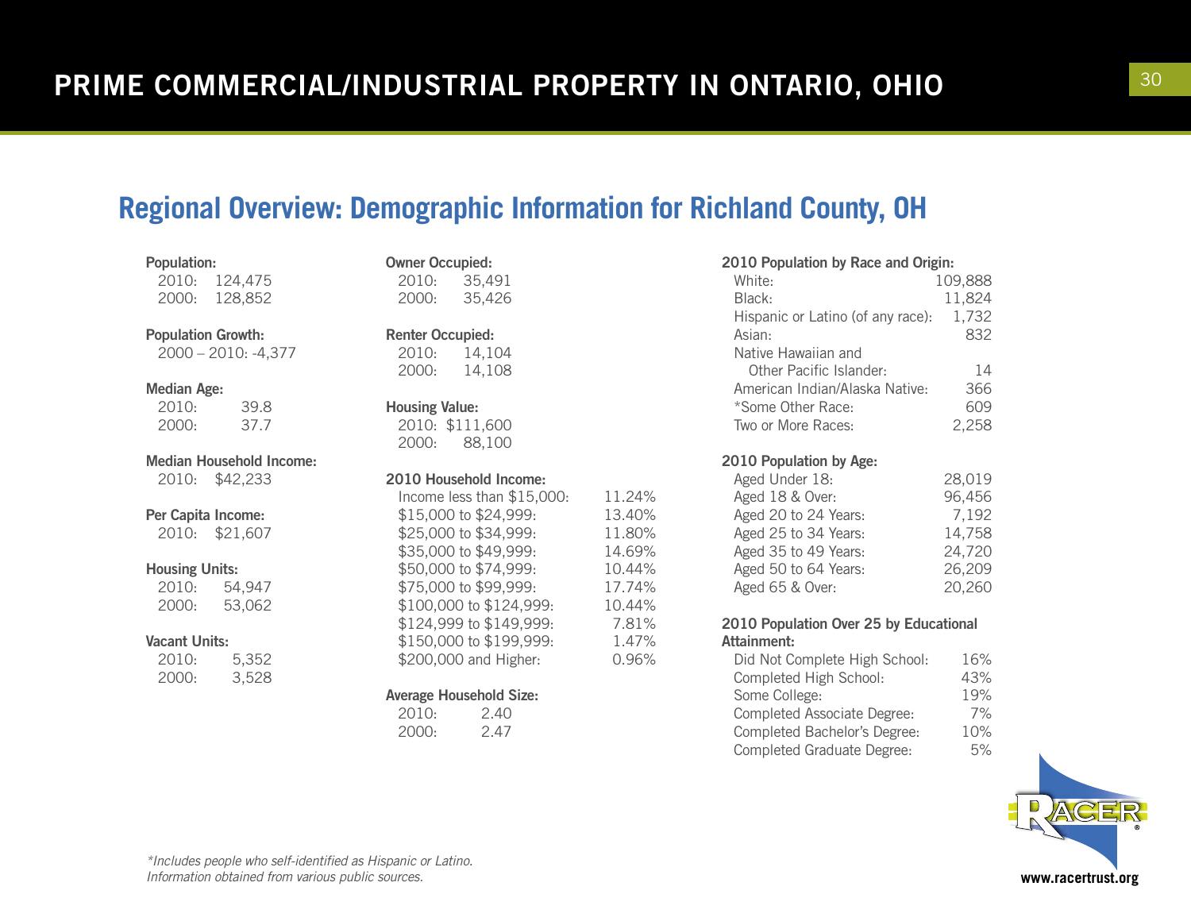# PRIME COMMERCIAL/INDUSTRIAL PROPERTY IN ONTARIO, OHIO

## Regional Overview: Demographic Information for Richland County, OH

**Population:**
2010: 124,475
2000: 128,852

**Population Growth:**
2000 – 2010: -4,377

**Median Age:**
2010: 39.8
2000: 37.7

**Median Household Income:**
2010: $42,233

**Per Capita Income:**
2010: $21,607

**Housing Units:**
2010: 54,947
2000: 53,062

**Vacant Units:**
2010: 5,352
2000: 3,528

**Owner Occupied:**
2010: 35,491
2000: 35,426

**Renter Occupied:**
2010: 14,104
2000: 14,108

**Housing Value:**
2010: $111,600
2000: 88,100

**2010 Household Income:**

| Income | Percent |
|---|---|
| Income less than $15,000: | 11.24% |
| $15,000 to $24,999: | 13.40% |
| $25,000 to $34,999: | 11.80% |
| $35,000 to $49,999: | 14.69% |
| $50,000 to $74,999: | 10.44% |
| $75,000 to $99,999: | 17.74% |
| $100,000 to $124,999: | 10.44% |
| $124,999 to $149,999: | 7.81% |
| $150,000 to $199,999: | 1.47% |
| $200,000 and Higher: | 0.96% |

**Average Household Size:**
2010: 2.40
2000: 2.47

**2010 Population by Race and Origin:**

| Race/Origin | Population |
|---|---|
| White: | 109,888 |
| Black: | 11,824 |
| Hispanic or Latino (of any race): | 1,732 |
| Asian: | 832 |
| Native Hawaiian and Other Pacific Islander: | 14 |
| American Indian/Alaska Native: | 366 |
| *Some Other Race: | 609 |
| Two or More Races: | 2,258 |

**2010 Population by Age:**

| Age | Population |
|---|---|
| Aged Under 18: | 28,019 |
| Aged 18 & Over: | 96,456 |
| Aged 20 to 24 Years: | 7,192 |
| Aged 25 to 34 Years: | 14,758 |
| Aged 35 to 49 Years: | 24,720 |
| Aged 50 to 64 Years: | 26,209 |
| Aged 65 & Over: | 20,260 |

**2010 Population Over 25 by Educational Attainment:**

| Attainment | Percent |
|---|---|
| Did Not Complete High School: | 16% |
| Completed High School: | 43% |
| Some College: | 19% |
| Completed Associate Degree: | 7% |
| Completed Bachelor's Degree: | 10% |
| Completed Graduate Degree: | 5% |

*\*Includes people who self-identified as Hispanic or Latino.*
*Information obtained from various public sources.*

www.racertrust.org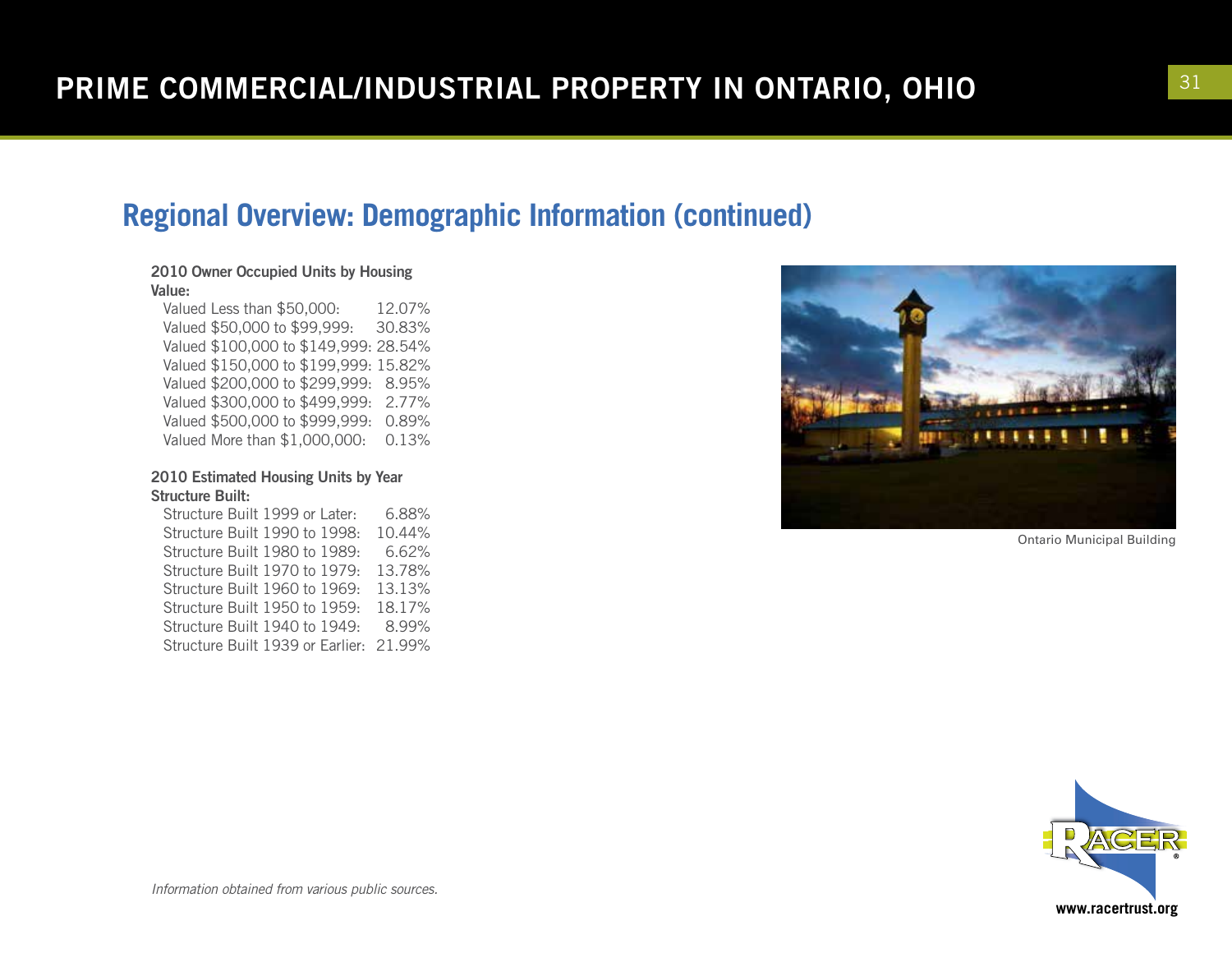# PRIME COMMERCIAL/INDUSTRIAL PROPERTY IN ONTARIO, OHIO

## Regional Overview: Demographic Information (continued)

**2010 Owner Occupied Units by Housing Value:**

| | |
|---|---|
| Valued Less than $50,000: | 12.07% |
| Valued $50,000 to $99,999: | 30.83% |
| Valued $100,000 to $149,999: | 28.54% |
| Valued $150,000 to $199,999: | 15.82% |
| Valued $200,000 to $299,999: | 8.95% |
| Valued $300,000 to $499,999: | 2.77% |
| Valued $500,000 to $999,999: | 0.89% |
| Valued More than $1,000,000: | 0.13% |

**2010 Estimated Housing Units by Year Structure Built:**

| | |
|---|---|
| Structure Built 1999 or Later: | 6.88% |
| Structure Built 1990 to 1998: | 10.44% |
| Structure Built 1980 to 1989: | 6.62% |
| Structure Built 1970 to 1979: | 13.78% |
| Structure Built 1960 to 1969: | 13.13% |
| Structure Built 1950 to 1959: | 18.17% |
| Structure Built 1940 to 1949: | 8.99% |
| Structure Built 1939 or Earlier: | 21.99% |

Ontario Municipal Building

*Information obtained from various public sources.*

www.racertrust.org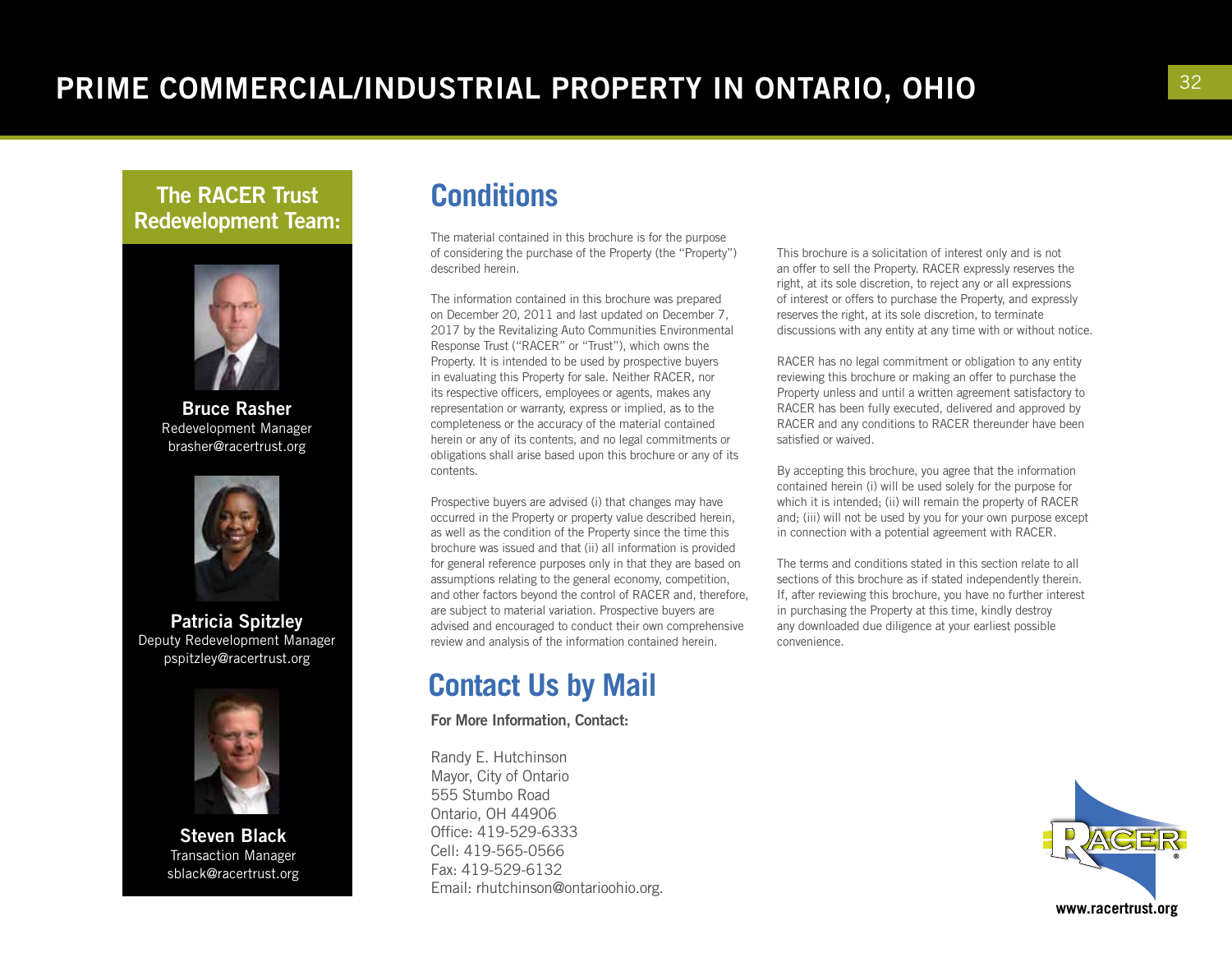# PRIME COMMERCIAL/INDUSTRIAL PROPERTY IN ONTARIO, OHIO

## The RACER Trust Redevelopment Team:

**Bruce Rasher**
Redevelopment Manager
brasher@racertrust.org

**Patricia Spitzley**
Deputy Redevelopment Manager
pspitzley@racertrust.org

**Steven Black**
Transaction Manager
sblack@racertrust.org

## Conditions

The material contained in this brochure is for the purpose of considering the purchase of the Property (the "Property") described herein.

The information contained in this brochure was prepared on December 20, 2011 and last updated on December 7, 2017 by the Revitalizing Auto Communities Environmental Response Trust ("RACER" or "Trust"), which owns the Property. It is intended to be used by prospective buyers in evaluating this Property for sale. Neither RACER, nor its respective officers, employees or agents, makes any representation or warranty, express or implied, as to the completeness or the accuracy of the material contained herein or any of its contents, and no legal commitments or obligations shall arise based upon this brochure or any of its contents.

Prospective buyers are advised (i) that changes may have occurred in the Property or property value described herein, as well as the condition of the Property since the time this brochure was issued and that (ii) all information is provided for general reference purposes only in that they are based on assumptions relating to the general economy, competition, and other factors beyond the control of RACER and, therefore, are subject to material variation. Prospective buyers are advised and encouraged to conduct their own comprehensive review and analysis of the information contained herein.

This brochure is a solicitation of interest only and is not an offer to sell the Property. RACER expressly reserves the right, at its sole discretion, to reject any or all expressions of interest or offers to purchase the Property, and expressly reserves the right, at its sole discretion, to terminate discussions with any entity at any time with or without notice.

RACER has no legal commitment or obligation to any entity reviewing this brochure or making an offer to purchase the Property unless and until a written agreement satisfactory to RACER has been fully executed, delivered and approved by RACER and any conditions to RACER thereunder have been satisfied or waived.

By accepting this brochure, you agree that the information contained herein (i) will be used solely for the purpose for which it is intended; (ii) will remain the property of RACER and; (iii) will not be used by you for your own purpose except in connection with a potential agreement with RACER.

The terms and conditions stated in this section relate to all sections of this brochure as if stated independently therein. If, after reviewing this brochure, you have no further interest in purchasing the Property at this time, kindly destroy any downloaded due diligence at your earliest possible convenience.

## Contact Us by Mail

**For More Information, Contact:**

Randy E. Hutchinson
Mayor, City of Ontario
555 Stumbo Road
Ontario, OH 44906
Office: 419-529-6333
Cell: 419-565-0566
Fax: 419-529-6132
Email: rhutchinson@ontarioohio.org.

RACER®
www.racertrust.org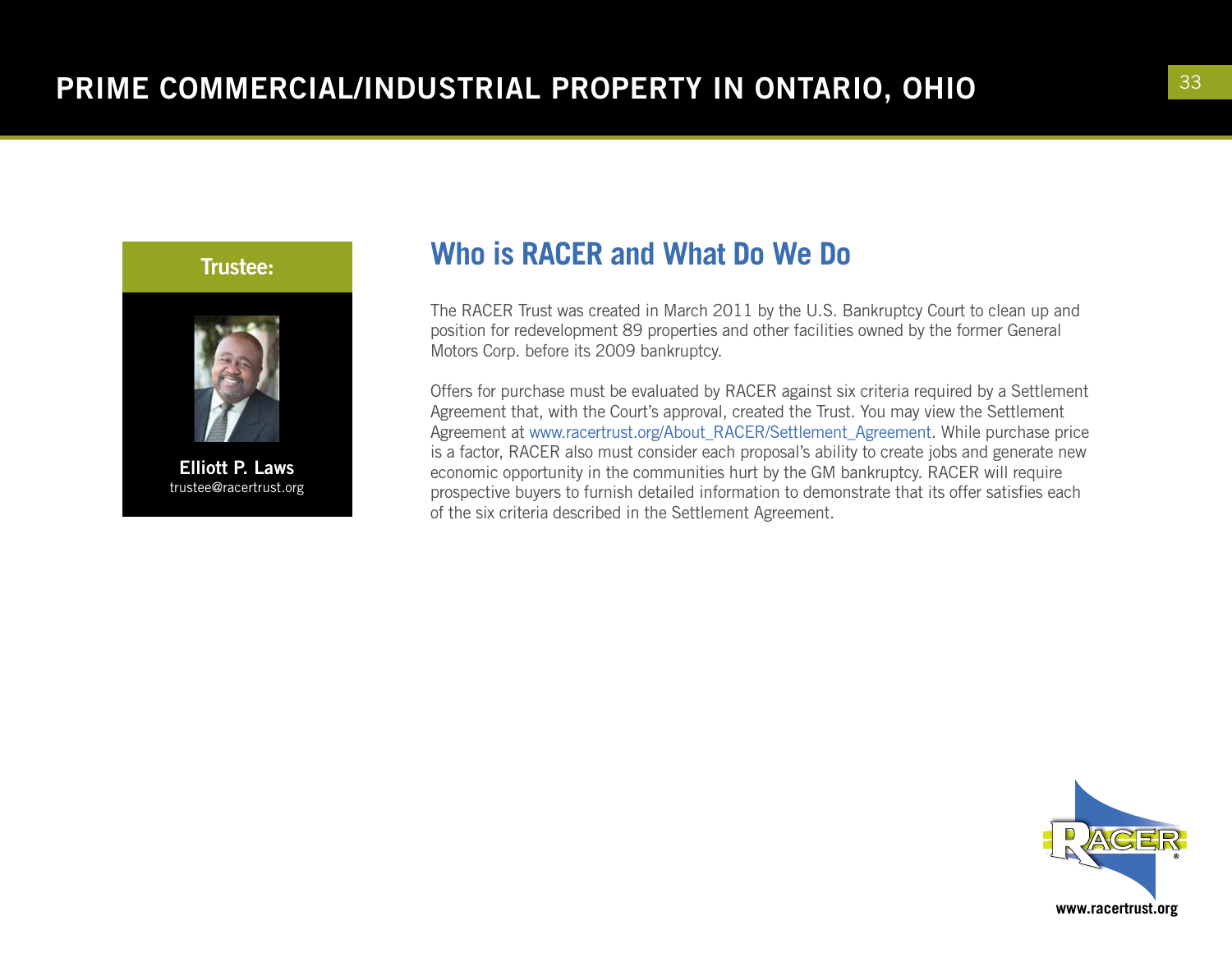## Trustee:

**Elliott P. Laws**
trustee@racertrust.org

## Who is RACER and What Do We Do

The RACER Trust was created in March 2011 by the U.S. Bankruptcy Court to clean up and position for redevelopment 89 properties and other facilities owned by the former General Motors Corp. before its 2009 bankruptcy.

Offers for purchase must be evaluated by RACER against six criteria required by a Settlement Agreement that, with the Court's approval, created the Trust. You may view the Settlement Agreement at www.racertrust.org/About_RACER/Settlement_Agreement. While purchase price is a factor, RACER also must consider each proposal's ability to create jobs and generate new economic opportunity in the communities hurt by the GM bankruptcy. RACER will require prospective buyers to furnish detailed information to demonstrate that its offer satisfies each of the six criteria described in the Settlement Agreement.

www.racertrust.org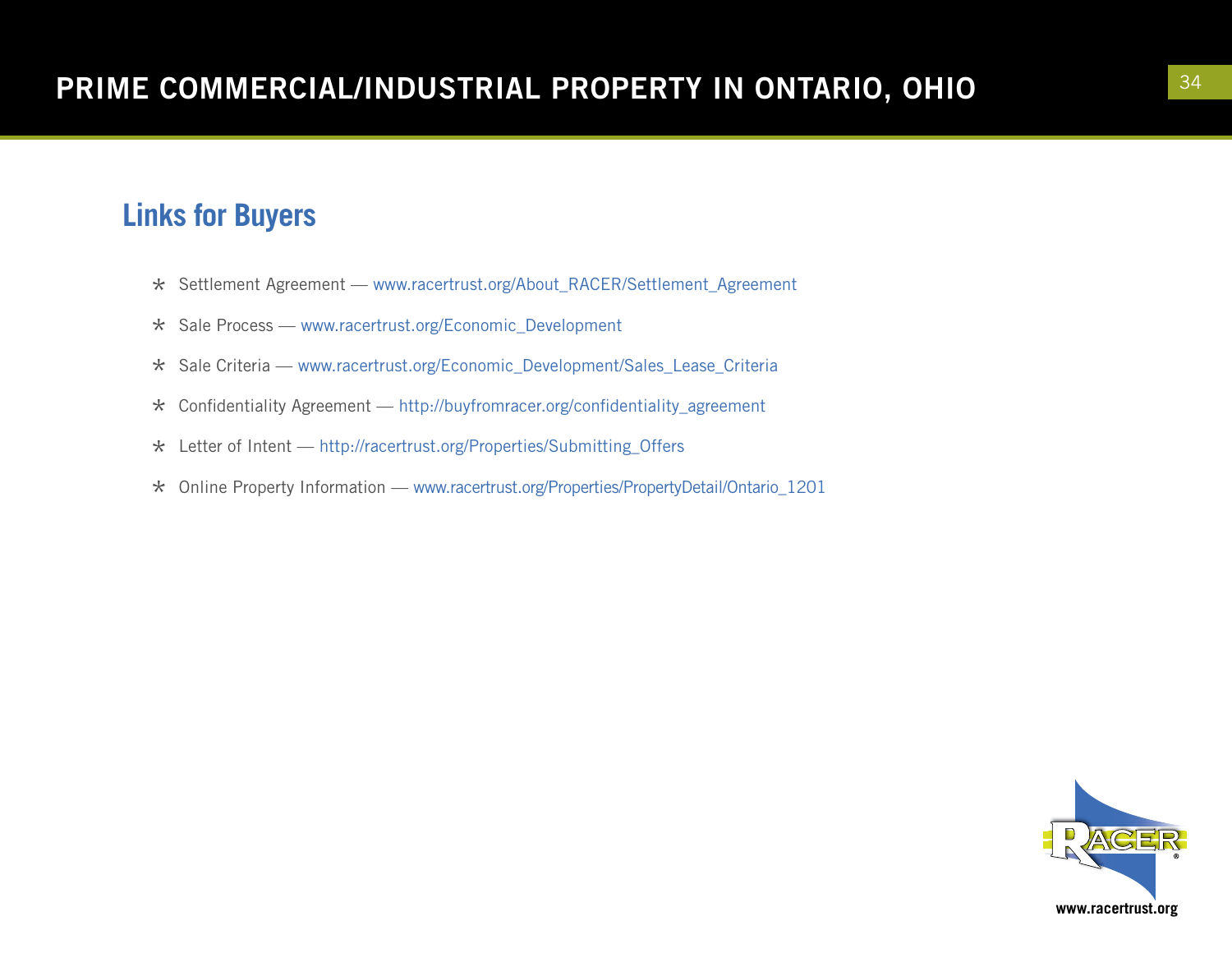# PRIME COMMERCIAL/INDUSTRIAL PROPERTY IN ONTARIO, OHIO

## Links for Buyers

* Settlement Agreement — www.racertrust.org/About_RACER/Settlement_Agreement
* Sale Process — www.racertrust.org/Economic_Development
* Sale Criteria — www.racertrust.org/Economic_Development/Sales_Lease_Criteria
* Confidentiality Agreement — http://buyfromracer.org/confidentiality_agreement
* Letter of Intent — http://racertrust.org/Properties/Submitting_Offers
* Online Property Information — www.racertrust.org/Properties/PropertyDetail/Ontario_1201

www.racertrust.org